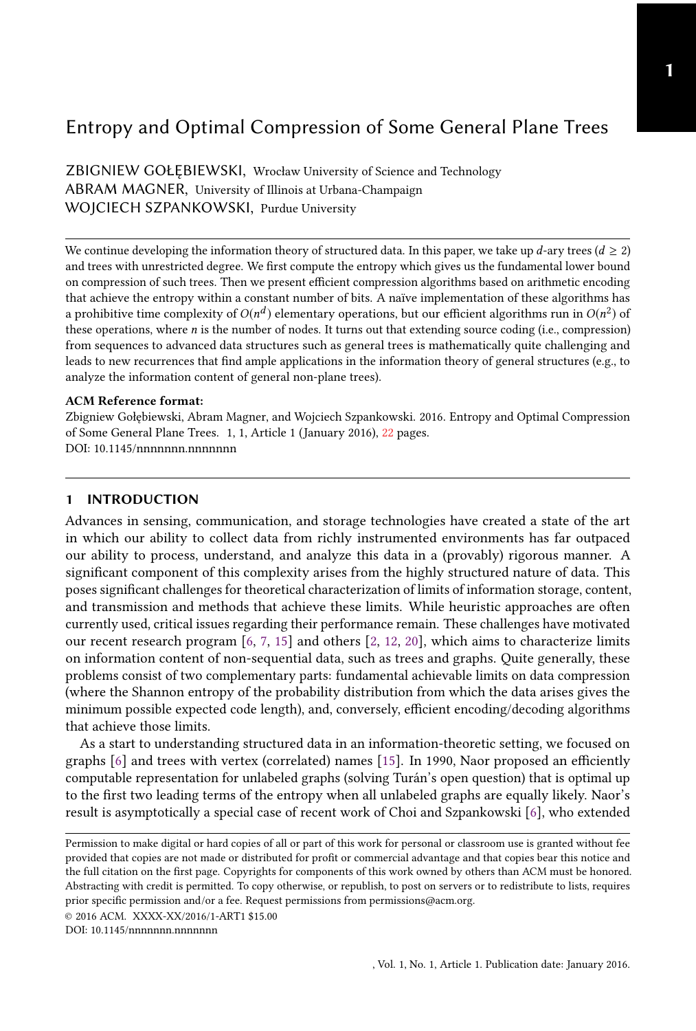# Entropy and Optimal Compression of Some General Plane Trees

ZBIGNIEW GOŁĘBIEWSKI, Wrocław University of Science and Technology
ABRAM MAGNER, University of Illinois at Urbana-Champaign
WOJCIECH SZPANKOWSKI, Purdue University

We continue developing the information theory of structured data. In this paper, we take up $d$-ary trees ($d \geq 2$) and trees with unrestricted degree. We first compute the entropy which gives us the fundamental lower bound on compression of such trees. Then we present efficient compression algorithms based on arithmetic encoding that achieve the entropy within a constant number of bits. A naïve implementation of these algorithms has a prohibitive time complexity of $O(n^d)$ elementary operations, but our efficient algorithms run in $O(n^2)$ of these operations, where $n$ is the number of nodes. It turns out that extending source coding (i.e., compression) from sequences to advanced data structures such as general trees is mathematically quite challenging and leads to new recurrences that find ample applications in the information theory of general structures (e.g., to analyze the information content of general non-plane trees).

**ACM Reference format:**
Zbigniew Gołębiewski, Abram Magner, and Wojciech Szpankowski. 2016. Entropy and Optimal Compression of Some General Plane Trees. 1, 1, Article 1 (January 2016), 22 pages.
DOI: 10.1145/nnnnnnn.nnnnnnn

## 1 INTRODUCTION

Advances in sensing, communication, and storage technologies have created a state of the art in which our ability to collect data from richly instrumented environments has far outpaced our ability to process, understand, and analyze this data in a (provably) rigorous manner. A significant component of this complexity arises from the highly structured nature of data. This poses significant challenges for theoretical characterization of limits of information storage, content, and transmission and methods that achieve these limits. While heuristic approaches are often currently used, critical issues regarding their performance remain. These challenges have motivated our recent research program [6, 7, 15] and others [2, 12, 20], which aims to characterize limits on information content of non-sequential data, such as trees and graphs. Quite generally, these problems consist of two complementary parts: fundamental achievable limits on data compression (where the Shannon entropy of the probability distribution from which the data arises gives the minimum possible expected code length), and, conversely, efficient encoding/decoding algorithms that achieve those limits.

As a start to understanding structured data in an information-theoretic setting, we focused on graphs [6] and trees with vertex (correlated) names [15]. In 1990, Naor proposed an efficiently computable representation for unlabeled graphs (solving Turán's open question) that is optimal up to the first two leading terms of the entropy when all unlabeled graphs are equally likely. Naor's result is asymptotically a special case of recent work of Choi and Szpankowski [6], who extended

Permission to make digital or hard copies of all or part of this work for personal or classroom use is granted without fee provided that copies are not made or distributed for profit or commercial advantage and that copies bear this notice and the full citation on the first page. Copyrights for components of this work owned by others than ACM must be honored. Abstracting with credit is permitted. To copy otherwise, or republish, to post on servers or to redistribute to lists, requires prior specific permission and/or a fee. Request permissions from permissions@acm.org.

© 2016 ACM. XXXX-XX/2016/1-ART1 $15.00
DOI: 10.1145/nnnnnnn.nnnnnnn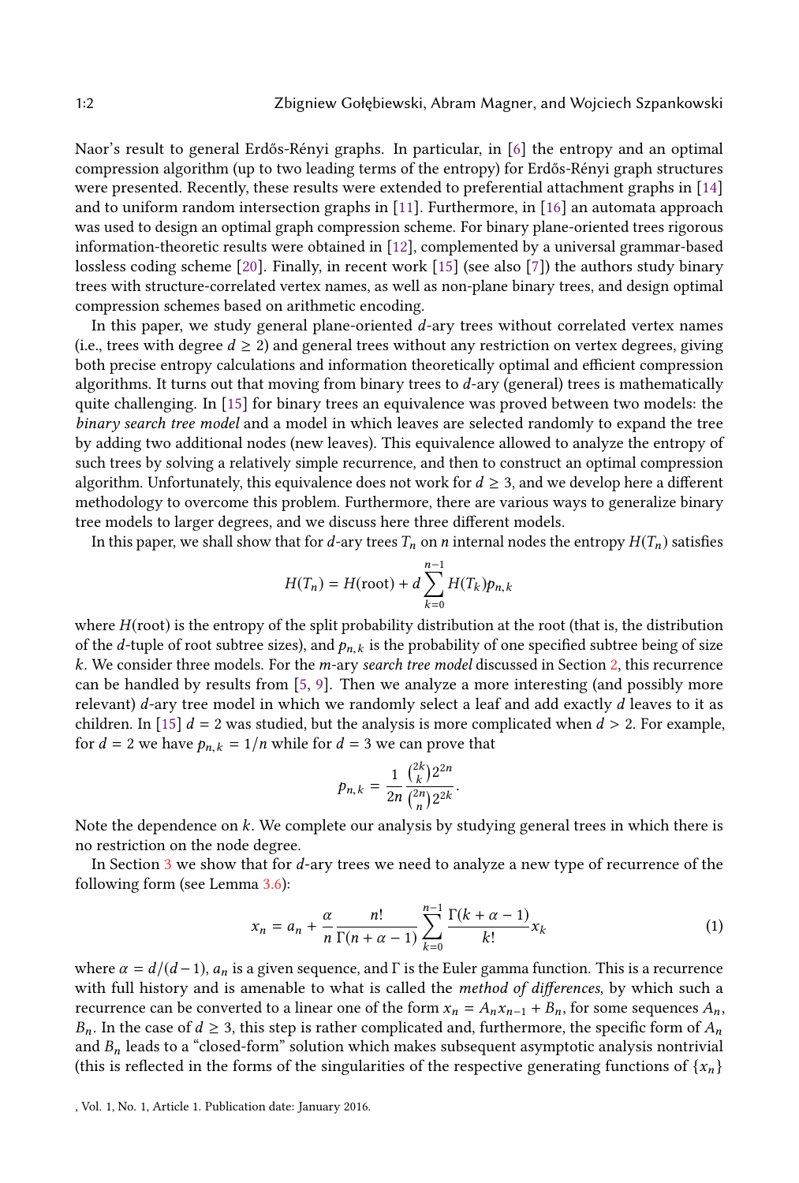Naor's result to general Erdős-Rényi graphs. In particular, in [6] the entropy and an optimal compression algorithm (up to two leading terms of the entropy) for Erdős-Rényi graph structures were presented. Recently, these results were extended to preferential attachment graphs in [14] and to uniform random intersection graphs in [11]. Furthermore, in [16] an automata approach was used to design an optimal graph compression scheme. For binary plane-oriented trees rigorous information-theoretic results were obtained in [12], complemented by a universal grammar-based lossless coding scheme [20]. Finally, in recent work [15] (see also [7]) the authors study binary trees with structure-correlated vertex names, as well as non-plane binary trees, and design optimal compression schemes based on arithmetic encoding.

In this paper, we study general plane-oriented $d$-ary trees without correlated vertex names (i.e., trees with degree $d \geq 2$) and general trees without any restriction on vertex degrees, giving both precise entropy calculations and information theoretically optimal and efficient compression algorithms. It turns out that moving from binary trees to $d$-ary (general) trees is mathematically quite challenging. In [15] for binary trees an equivalence was proved between two models: the *binary search tree model* and a model in which leaves are selected randomly to expand the tree by adding two additional nodes (new leaves). This equivalence allowed to analyze the entropy of such trees by solving a relatively simple recurrence, and then to construct an optimal compression algorithm. Unfortunately, this equivalence does not work for $d \geq 3$, and we develop here a different methodology to overcome this problem. Furthermore, there are various ways to generalize binary tree models to larger degrees, and we discuss here three different models.

In this paper, we shall show that for $d$-ary trees $T_n$ on $n$ internal nodes the entropy $H(T_n)$ satisfies

$$H(T_n) = H(\text{root}) + d \sum_{k=0}^{n-1} H(T_k) p_{n,k}$$

where $H(\text{root})$ is the entropy of the split probability distribution at the root (that is, the distribution of the $d$-tuple of root subtree sizes), and $p_{n,k}$ is the probability of one specified subtree being of size $k$. We consider three models. For the $m$-ary *search tree model* discussed in Section 2, this recurrence can be handled by results from [5, 9]. Then we analyze a more interesting (and possibly more relevant) $d$-ary tree model in which we randomly select a leaf and add exactly $d$ leaves to it as children. In [15] $d = 2$ was studied, but the analysis is more complicated when $d > 2$. For example, for $d = 2$ we have $p_{n,k} = 1/n$ while for $d = 3$ we can prove that

$$p_{n,k} = \frac{1}{2n} \frac{\binom{2k}{k} 2^{2n}}{\binom{2n}{n} 2^{2k}}.$$

Note the dependence on $k$. We complete our analysis by studying general trees in which there is no restriction on the node degree.

In Section 3 we show that for $d$-ary trees we need to analyze a new type of recurrence of the following form (see Lemma 3.6):

$$x_n = a_n + \frac{\alpha}{n} \frac{n!}{\Gamma(n + \alpha - 1)} \sum_{k=0}^{n-1} \frac{\Gamma(k + \alpha - 1)}{k!} x_k \tag{1}$$

where $\alpha = d/(d-1)$, $a_n$ is a given sequence, and $\Gamma$ is the Euler gamma function. This is a recurrence with full history and is amenable to what is called the *method of differences*, by which such a recurrence can be converted to a linear one of the form $x_n = A_n x_{n-1} + B_n$, for some sequences $A_n$, $B_n$. In the case of $d \geq 3$, this step is rather complicated and, furthermore, the specific form of $A_n$ and $B_n$ leads to a "closed-form" solution which makes subsequent asymptotic analysis nontrivial (this is reflected in the forms of the singularities of the respective generating functions of $\{x_n\}$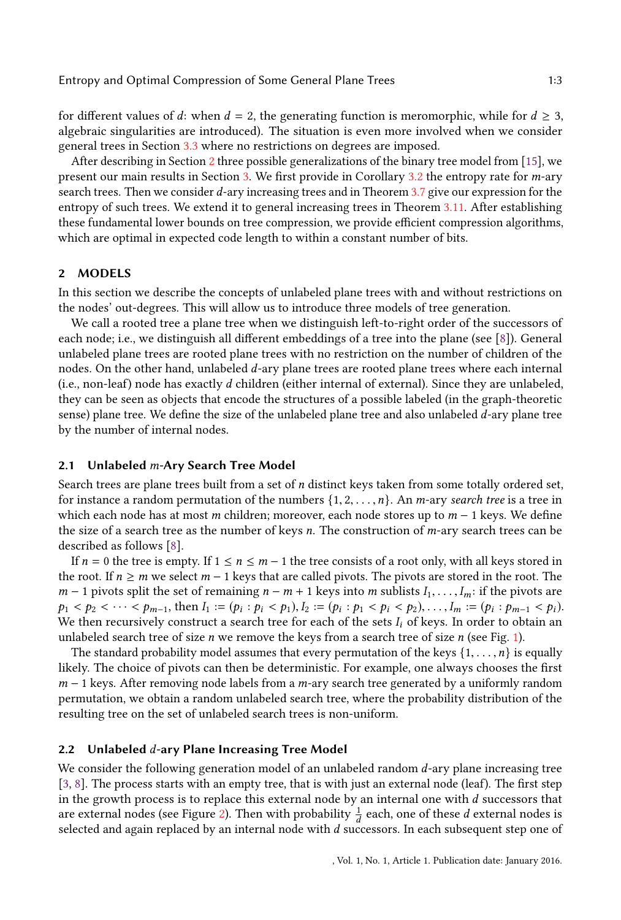for different values of $d$: when $d = 2$, the generating function is meromorphic, while for $d \geq 3$, algebraic singularities are introduced). The situation is even more involved when we consider general trees in Section 3.3 where no restrictions on degrees are imposed.

After describing in Section 2 three possible generalizations of the binary tree model from [15], we present our main results in Section 3. We first provide in Corollary 3.2 the entropy rate for $m$-ary search trees. Then we consider $d$-ary increasing trees and in Theorem 3.7 give our expression for the entropy of such trees. We extend it to general increasing trees in Theorem 3.11. After establishing these fundamental lower bounds on tree compression, we provide efficient compression algorithms, which are optimal in expected code length to within a constant number of bits.

## 2 MODELS

In this section we describe the concepts of unlabeled plane trees with and without restrictions on the nodes' out-degrees. This will allow us to introduce three models of tree generation.

We call a rooted tree a plane tree when we distinguish left-to-right order of the successors of each node; i.e., we distinguish all different embeddings of a tree into the plane (see [8]). General unlabeled plane trees are rooted plane trees with no restriction on the number of children of the nodes. On the other hand, unlabeled $d$-ary plane trees are rooted plane trees where each internal (i.e., non-leaf) node has exactly $d$ children (either internal of external). Since they are unlabeled, they can be seen as objects that encode the structures of a possible labeled (in the graph-theoretic sense) plane tree. We define the size of the unlabeled plane tree and also unlabeled $d$-ary plane tree by the number of internal nodes.

### 2.1 Unlabeled $m$-Ary Search Tree Model

Search trees are plane trees built from a set of $n$ distinct keys taken from some totally ordered set, for instance a random permutation of the numbers $\{1, 2, \ldots, n\}$. An $m$-ary *search tree* is a tree in which each node has at most $m$ children; moreover, each node stores up to $m - 1$ keys. We define the size of a search tree as the number of keys $n$. The construction of $m$-ary search trees can be described as follows [8].

If $n = 0$ the tree is empty. If $1 \leq n \leq m - 1$ the tree consists of a root only, with all keys stored in the root. If $n \geq m$ we select $m - 1$ keys that are called pivots. The pivots are stored in the root. The $m - 1$ pivots split the set of remaining $n - m + 1$ keys into $m$ sublists $I_1, \ldots, I_m$: if the pivots are $p_1 < p_2 < \cdots < p_{m-1}$, then $I_1 := (p_i : p_i < p_1), I_2 := (p_i : p_1 < p_i < p_2), \ldots, I_m := (p_i : p_{m-1} < p_i)$. We then recursively construct a search tree for each of the sets $I_i$ of keys. In order to obtain an unlabeled search tree of size $n$ we remove the keys from a search tree of size $n$ (see Fig. 1).

The standard probability model assumes that every permutation of the keys $\{1, \ldots, n\}$ is equally likely. The choice of pivots can then be deterministic. For example, one always chooses the first $m - 1$ keys. After removing node labels from a $m$-ary search tree generated by a uniformly random permutation, we obtain a random unlabeled search tree, where the probability distribution of the resulting tree on the set of unlabeled search trees is non-uniform.

### 2.2 Unlabeled $d$-ary Plane Increasing Tree Model

We consider the following generation model of an unlabeled random $d$-ary plane increasing tree [3, 8]. The process starts with an empty tree, that is with just an external node (leaf). The first step in the growth process is to replace this external node by an internal one with $d$ successors that are external nodes (see Figure 2). Then with probability $\frac{1}{d}$ each, one of these $d$ external nodes is selected and again replaced by an internal node with $d$ successors. In each subsequent step one of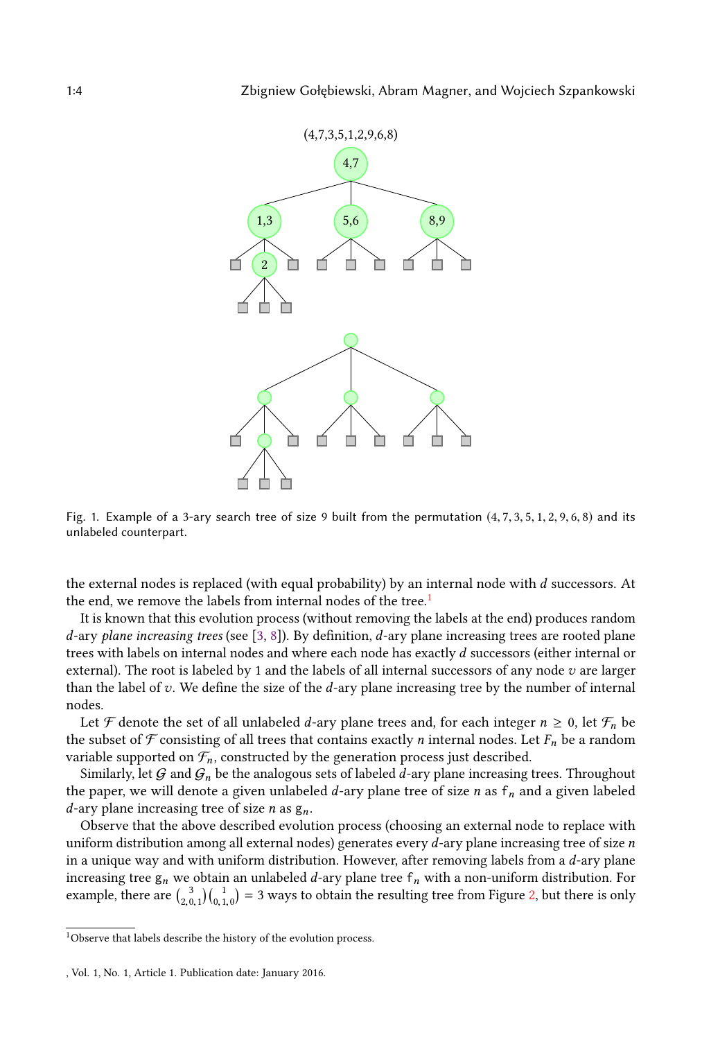Fig. 1. Example of a 3-ary search tree of size 9 built from the permutation $(4, 7, 3, 5, 1, 2, 9, 6, 8)$ and its unlabeled counterpart.

the external nodes is replaced (with equal probability) by an internal node with $d$ successors. At the end, we remove the labels from internal nodes of the tree.[1]

It is known that this evolution process (without removing the labels at the end) produces random $d$-ary *plane increasing trees* (see [3, 8]). By definition, $d$-ary plane increasing trees are rooted plane trees with labels on internal nodes and where each node has exactly $d$ successors (either internal or external). The root is labeled by 1 and the labels of all internal successors of any node $v$ are larger than the label of $v$. We define the size of the $d$-ary plane increasing tree by the number of internal nodes.

Let $\mathcal{F}$ denote the set of all unlabeled $d$-ary plane trees and, for each integer $n \geq 0$, let $\mathcal{F}_n$ be the subset of $\mathcal{F}$ consisting of all trees that contains exactly $n$ internal nodes. Let $F_n$ be a random variable supported on $\mathcal{F}_n$, constructed by the generation process just described.

Similarly, let $\mathcal{G}$ and $\mathcal{G}_n$ be the analogous sets of labeled $d$-ary plane increasing trees. Throughout the paper, we will denote a given unlabeled $d$-ary plane tree of size $n$ as $\mathtt{f}_n$ and a given labeled $d$-ary plane increasing tree of size $n$ as $\mathtt{g}_n$.

Observe that the above described evolution process (choosing an external node to replace with uniform distribution among all external nodes) generates every $d$-ary plane increasing tree of size $n$ in a unique way and with uniform distribution. However, after removing labels from a $d$-ary plane increasing tree $\mathtt{g}_n$ we obtain an unlabeled $d$-ary plane tree $\mathtt{f}_n$ with a non-uniform distribution. For example, there are $\binom{3}{2,0,1}\binom{1}{0,1,0} = 3$ ways to obtain the resulting tree from Figure 2, but there is only

[1] Observe that labels describe the history of the evolution process.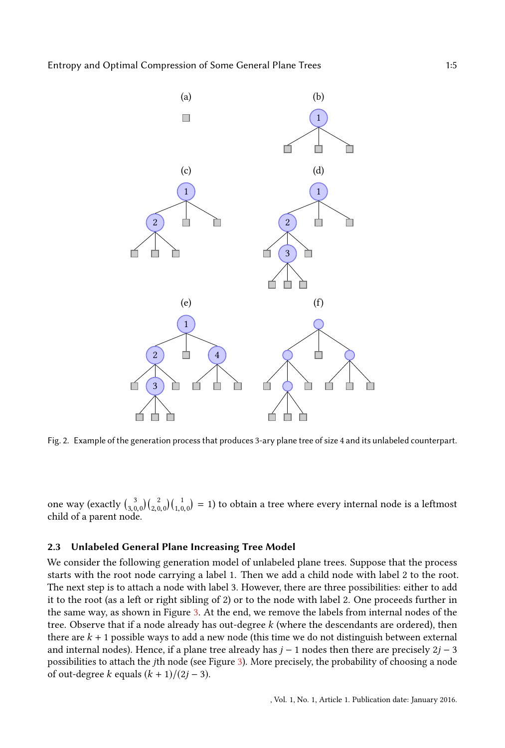Fig. 2. Example of the generation process that produces 3-ary plane tree of size 4 and its unlabeled counterpart.

one way (exactly $\binom{3}{3,0,0}\binom{2}{2,0,0}\binom{1}{1,0,0} = 1$) to obtain a tree where every internal node is a leftmost child of a parent node.

### 2.3 Unlabeled General Plane Increasing Tree Model

We consider the following generation model of unlabeled plane trees. Suppose that the process starts with the root node carrying a label 1. Then we add a child node with label 2 to the root. The next step is to attach a node with label 3. However, there are three possibilities: either to add it to the root (as a left or right sibling of 2) or to the node with label 2. One proceeds further in the same way, as shown in Figure 3. At the end, we remove the labels from internal nodes of the tree. Observe that if a node already has out-degree $k$ (where the descendants are ordered), then there are $k + 1$ possible ways to add a new node (this time we do not distinguish between external and internal nodes). Hence, if a plane tree already has $j - 1$ nodes then there are precisely $2j - 3$ possibilities to attach the $j$th node (see Figure 3). More precisely, the probability of choosing a node of out-degree $k$ equals $(k + 1)/(2j - 3)$.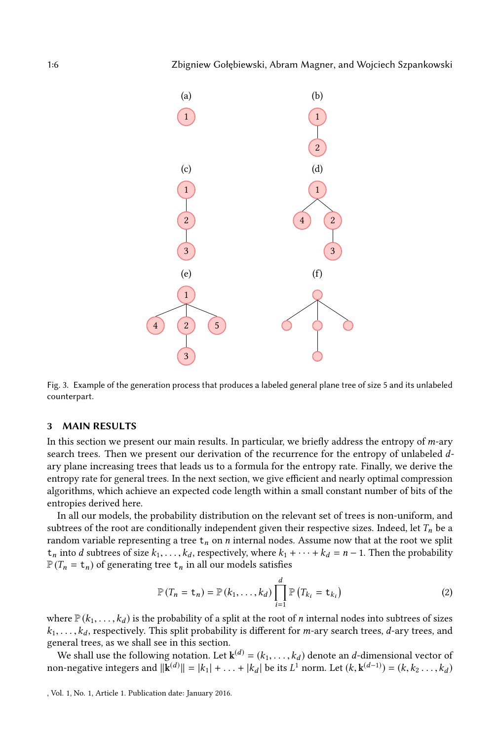Fig. 3. Example of the generation process that produces a labeled general plane tree of size 5 and its unlabeled counterpart.

## 3 MAIN RESULTS

In this section we present our main results. In particular, we briefly address the entropy of $m$-ary search trees. Then we present our derivation of the recurrence for the entropy of unlabeled $d$-ary plane increasing trees that leads us to a formula for the entropy rate. Finally, we derive the entropy rate for general trees. In the next section, we give efficient and nearly optimal compression algorithms, which achieve an expected code length within a small constant number of bits of the entropies derived here.

In all our models, the probability distribution on the relevant set of trees is non-uniform, and subtrees of the root are conditionally independent given their respective sizes. Indeed, let $T_n$ be a random variable representing a tree $\mathtt{t}_n$ on $n$ internal nodes. Assume now that at the root we split $\mathtt{t}_n$ into $d$ subtrees of size $k_1, \ldots, k_d$, respectively, where $k_1 + \cdots + k_d = n - 1$. Then the probability $\mathbb{P}(T_n = \mathtt{t}_n)$ of generating tree $\mathtt{t}_n$ in all our models satisfies

$$\mathbb{P}(T_n = \mathtt{t}_n) = \mathbb{P}(k_1, \ldots, k_d) \prod_{i=1}^{d} \mathbb{P}\left(T_{k_i} = \mathtt{t}_{k_i}\right) \tag{2}$$

where $\mathbb{P}(k_1, \ldots, k_d)$ is the probability of a split at the root of $n$ internal nodes into subtrees of sizes $k_1, \ldots, k_d$, respectively. This split probability is different for $m$-ary search trees, $d$-ary trees, and general trees, as we shall see in this section.

We shall use the following notation. Let $\mathbf{k}^{(d)} = (k_1, \ldots, k_d)$ denote an $d$-dimensional vector of non-negative integers and $\|\mathbf{k}^{(d)}\| = |k_1| + \ldots + |k_d|$ be its $L^1$ norm. Let $(k, \mathbf{k}^{(d-1)}) = (k, k_2 \ldots, k_d)$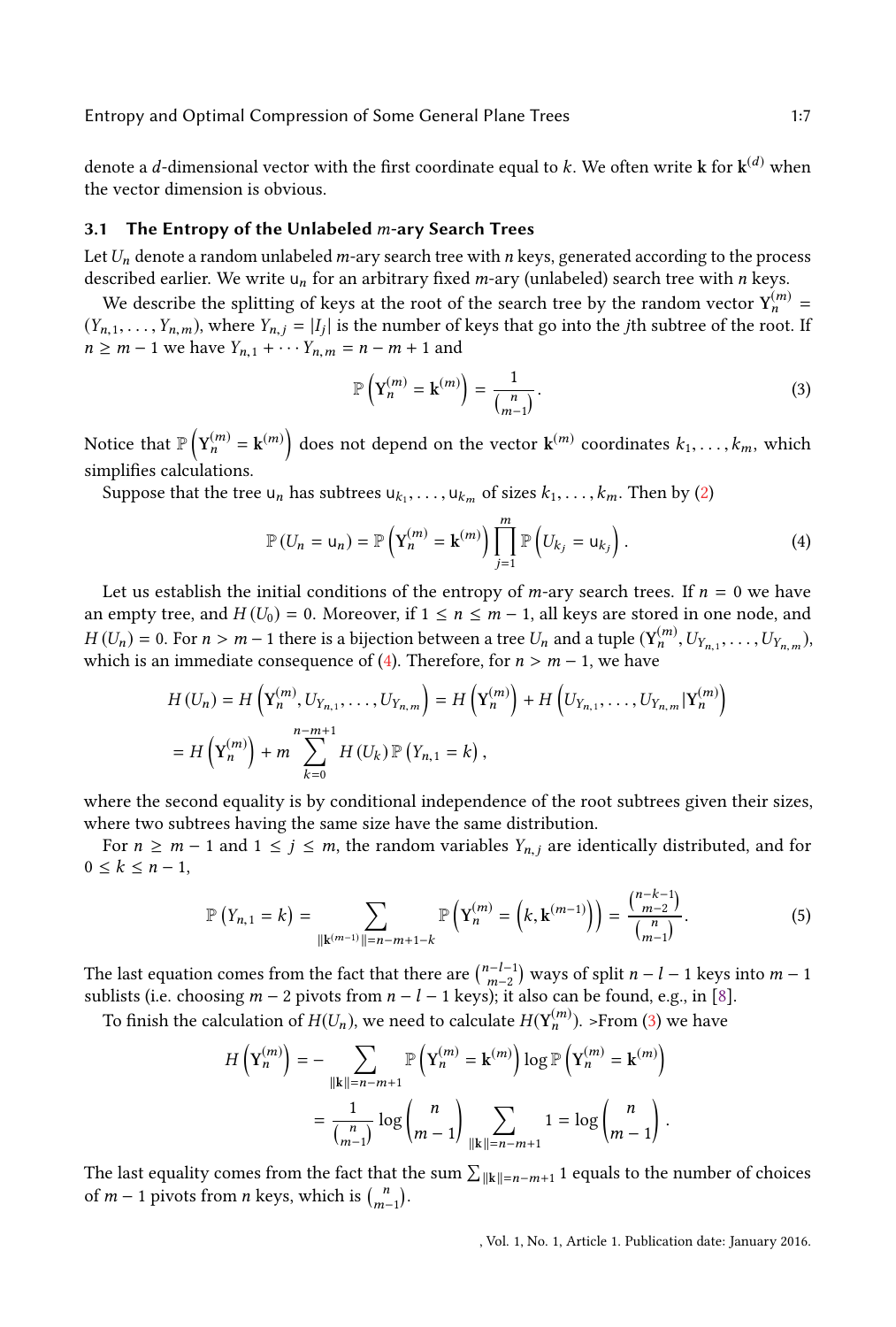denote a $d$-dimensional vector with the first coordinate equal to $k$. We often write $\mathbf{k}$ for $\mathbf{k}^{(d)}$ when the vector dimension is obvious.

### 3.1 The Entropy of the Unlabeled $m$-ary Search Trees

Let $U_n$ denote a random unlabeled $m$-ary search tree with $n$ keys, generated according to the process described earlier. We write $\mathsf{u}_n$ for an arbitrary fixed $m$-ary (unlabeled) search tree with $n$ keys.

We describe the splitting of keys at the root of the search tree by the random vector $\mathbf{Y}_n^{(m)} = (Y_{n,1}, \ldots, Y_{n,m})$, where $Y_{n,j} = |I_j|$ is the number of keys that go into the $j$th subtree of the root. If $n \geq m-1$ we have $Y_{n,1} + \cdots Y_{n,m} = n - m + 1$ and

$$\mathbb{P}\left(\mathbf{Y}_n^{(m)} = \mathbf{k}^{(m)}\right) = \frac{1}{\binom{n}{m-1}}. \tag{3}$$

Notice that $\mathbb{P}\left(\mathbf{Y}_n^{(m)} = \mathbf{k}^{(m)}\right)$ does not depend on the vector $\mathbf{k}^{(m)}$ coordinates $k_1, \ldots, k_m$, which simplifies calculations.

Suppose that the tree $\mathsf{u}_n$ has subtrees $\mathsf{u}_{k_1}, \ldots, \mathsf{u}_{k_m}$ of sizes $k_1, \ldots, k_m$. Then by (2)

$$\mathbb{P}\left(U_n = \mathsf{u}_n\right) = \mathbb{P}\left(\mathbf{Y}_n^{(m)} = \mathbf{k}^{(m)}\right) \prod_{j=1}^{m} \mathbb{P}\left(U_{k_j} = \mathsf{u}_{k_j}\right). \tag{4}$$

Let us establish the initial conditions of the entropy of $m$-ary search trees. If $n = 0$ we have an empty tree, and $H(U_0) = 0$. Moreover, if $1 \leq n \leq m-1$, all keys are stored in one node, and $H(U_n) = 0$. For $n > m-1$ there is a bijection between a tree $U_n$ and a tuple $(\mathbf{Y}_n^{(m)}, U_{Y_{n,1}}, \ldots, U_{Y_{n,m}})$, which is an immediate consequence of (4). Therefore, for $n > m-1$, we have

$$\begin{aligned}
H(U_n) &= H\left(\mathbf{Y}_n^{(m)}, U_{Y_{n,1}}, \ldots, U_{Y_{n,m}}\right) = H\left(\mathbf{Y}_n^{(m)}\right) + H\left(U_{Y_{n,1}}, \ldots, U_{Y_{n,m}} | \mathbf{Y}_n^{(m)}\right) \\
&= H\left(\mathbf{Y}_n^{(m)}\right) + m \sum_{k=0}^{n-m+1} H(U_k)\, \mathbb{P}\left(Y_{n,1} = k\right),
\end{aligned}$$

where the second equality is by conditional independence of the root subtrees given their sizes, where two subtrees having the same size have the same distribution.

For $n \geq m-1$ and $1 \leq j \leq m$, the random variables $Y_{n,j}$ are identically distributed, and for $0 \leq k \leq n-1$,

$$\mathbb{P}\left(Y_{n,1} = k\right) = \sum_{\|\mathbf{k}^{(m-1)}\| = n-m+1-k} \mathbb{P}\left(\mathbf{Y}_n^{(m)} = \left(k, \mathbf{k}^{(m-1)}\right)\right) = \frac{\binom{n-k-1}{m-2}}{\binom{n}{m-1}}. \tag{5}$$

The last equation comes from the fact that there are $\binom{n-l-1}{m-2}$ ways of split $n-l-1$ keys into $m-1$ sublists (i.e. choosing $m-2$ pivots from $n-l-1$ keys); it also can be found, e.g., in [8].

To finish the calculation of $H(U_n)$, we need to calculate $H(\mathbf{Y}_n^{(m)})$. >From (3) we have

$$\begin{aligned}
H\left(\mathbf{Y}_n^{(m)}\right) &= -\sum_{\|\mathbf{k}\| = n-m+1} \mathbb{P}\left(\mathbf{Y}_n^{(m)} = \mathbf{k}^{(m)}\right) \log \mathbb{P}\left(\mathbf{Y}_n^{(m)} = \mathbf{k}^{(m)}\right) \\
&= \frac{1}{\binom{n}{m-1}} \log \binom{n}{m-1} \sum_{\|\mathbf{k}\| = n-m+1} 1 = \log \binom{n}{m-1}.
\end{aligned}$$

The last equality comes from the fact that the sum $\sum_{\|\mathbf{k}\| = n-m+1} 1$ equals to the number of choices of $m-1$ pivots from $n$ keys, which is $\binom{n}{m-1}$.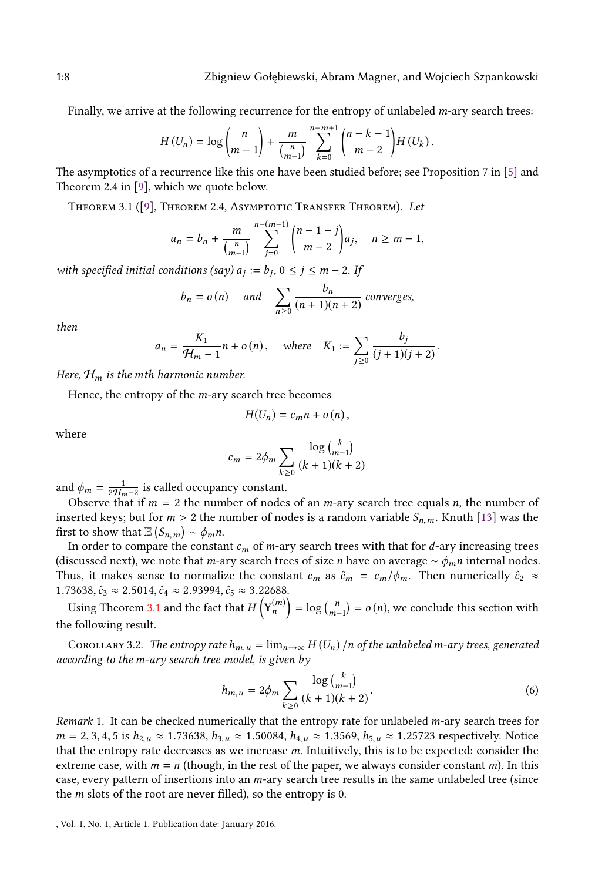Finally, we arrive at the following recurrence for the entropy of unlabeled $m$-ary search trees:

$$H(U_n) = \log \binom{n}{m-1} + \frac{m}{\binom{n}{m-1}} \sum_{k=0}^{n-m+1} \binom{n-k-1}{m-2} H(U_k).$$

The asymptotics of a recurrence like this one have been studied before; see Proposition 7 in [5] and Theorem 2.4 in [9], which we quote below.

Theorem 3.1 ([9], Theorem 2.4, Asymptotic Transfer Theorem). *Let*

$$a_n = b_n + \frac{m}{\binom{n}{m-1}} \sum_{j=0}^{n-(m-1)} \binom{n-1-j}{m-2} a_j, \quad n \geq m-1,$$

*with specified initial conditions (say) $a_j := b_j$, $0 \leq j \leq m-2$. If*

$$b_n = o(n) \quad \text{and} \quad \sum_{n \geq 0} \frac{b_n}{(n+1)(n+2)} \text{ converges,}$$

*then*

$$a_n = \frac{K_1}{\mathcal{H}_m - 1} n + o(n), \quad \text{where} \quad K_1 := \sum_{j \geq 0} \frac{b_j}{(j+1)(j+2)}.$$

*Here, $\mathcal{H}_m$ is the $m$th harmonic number.*

Hence, the entropy of the $m$-ary search tree becomes

$$H(U_n) = c_m n + o(n),$$

where

$$c_m = 2\phi_m \sum_{k \geq 0} \frac{\log \binom{k}{m-1}}{(k+1)(k+2)}$$

and $\phi_m = \frac{1}{2\mathcal{H}_m - 2}$ is called occupancy constant.

Observe that if $m = 2$ the number of nodes of an $m$-ary search tree equals $n$, the number of inserted keys; but for $m > 2$ the number of nodes is a random variable $S_{n,m}$. Knuth [13] was the first to show that $\mathbb{E}(S_{n,m}) \sim \phi_m n$.

In order to compare the constant $c_m$ of $m$-ary search trees with that for $d$-ary increasing trees (discussed next), we note that $m$-ary search trees of size $n$ have on average $\sim \phi_m n$ internal nodes. Thus, it makes sense to normalize the constant $c_m$ as $\hat{c}_m = c_m/\phi_m$. Then numerically $\hat{c}_2 \approx 1.73638$, $\hat{c}_3 \approx 2.5014$, $\hat{c}_4 \approx 2.93994$, $\hat{c}_5 \approx 3.22688$.

Using Theorem 3.1 and the fact that $H\left(\mathbf{Y}_n^{(m)}\right) = \log \binom{n}{m-1} = o(n)$, we conclude this section with the following result.

Corollary 3.2. *The entropy rate $h_{m,u} = \lim_{n\to\infty} H(U_n)/n$ of the unlabeled $m$-ary trees, generated according to the $m$-ary search tree model, is given by*

$$h_{m,u} = 2\phi_m \sum_{k \geq 0} \frac{\log \binom{k}{m-1}}{(k+1)(k+2)}. \tag{6}$$

*Remark* 1. It can be checked numerically that the entropy rate for unlabeled $m$-ary search trees for $m = 2, 3, 4, 5$ is $h_{2,u} \approx 1.73638$, $h_{3,u} \approx 1.50084$, $h_{4,u} \approx 1.3569$, $h_{5,u} \approx 1.25723$ respectively. Notice that the entropy rate decreases as we increase $m$. Intuitively, this is to be expected: consider the extreme case, with $m = n$ (though, in the rest of the paper, we always consider constant $m$). In this case, every pattern of insertions into an $m$-ary search tree results in the same unlabeled tree (since the $m$ slots of the root are never filled), so the entropy is 0.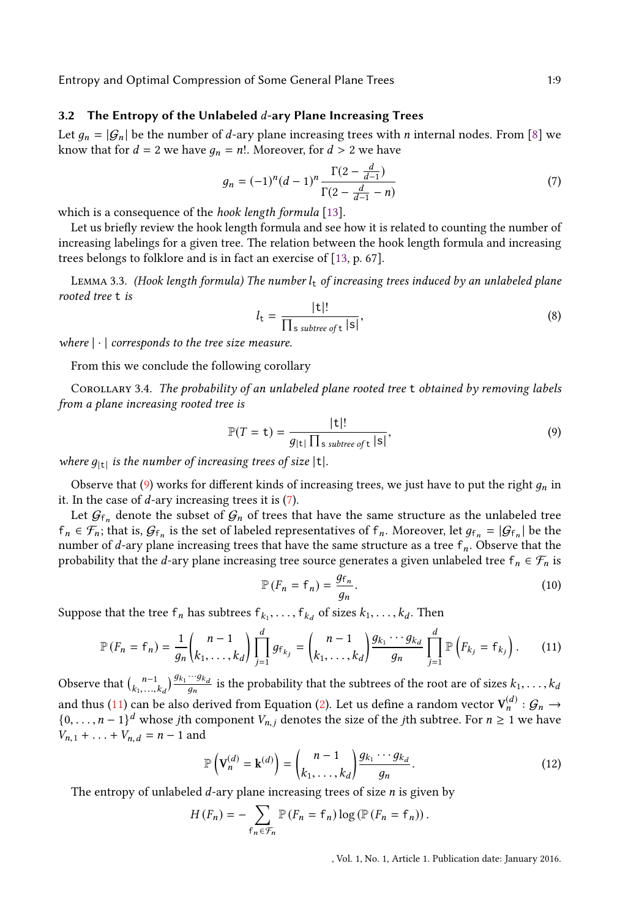### 3.2 The Entropy of the Unlabeled $d$-ary Plane Increasing Trees

Let $g_n = |\mathcal{G}_n|$ be the number of $d$-ary plane increasing trees with $n$ internal nodes. From [8] we know that for $d = 2$ we have $g_n = n!$. Moreover, for $d > 2$ we have

$$g_n = (-1)^n (d-1)^n \frac{\Gamma(2 - \frac{d}{d-1})}{\Gamma(2 - \frac{d}{d-1} - n)} \tag{7}$$

which is a consequence of the *hook length formula* [13].

Let us briefly review the hook length formula and see how it is related to counting the number of increasing labelings for a given tree. The relation between the hook length formula and increasing trees belongs to folklore and is in fact an exercise of [13, p. 67].

Lemma 3.3. *(Hook length formula) The number $l_{\mathtt{t}}$ of increasing trees induced by an unlabeled plane rooted tree* t *is*

$$l_{\mathtt{t}} = \frac{|\mathtt{t}|!}{\prod_{\mathtt{s} \text{ subtree of } \mathtt{t}} |\mathtt{s}|}, \tag{8}$$

*where $|\cdot|$ corresponds to the tree size measure.*

From this we conclude the following corollary

Corollary 3.4. *The probability of an unlabeled plane rooted tree* t *obtained by removing labels from a plane increasing rooted tree is*

$$\mathbb{P}(T = \mathtt{t}) = \frac{|\mathtt{t}|!}{g_{|\mathtt{t}|} \prod_{\mathtt{s} \text{ subtree of } \mathtt{t}} |\mathtt{s}|}, \tag{9}$$

*where $g_{|\mathtt{t}|}$ is the number of increasing trees of size $|\mathtt{t}|$.*

Observe that (9) works for different kinds of increasing trees, we just have to put the right $g_n$ in it. In the case of $d$-ary increasing trees it is (7).

Let $\mathcal{G}_{\mathtt{f}_n}$ denote the subset of $\mathcal{G}_n$ of trees that have the same structure as the unlabeled tree $\mathtt{f}_n \in \mathcal{F}_n$; that is, $\mathcal{G}_{\mathtt{f}_n}$ is the set of labeled representatives of $\mathtt{f}_n$. Moreover, let $g_{\mathtt{f}_n} = |\mathcal{G}_{\mathtt{f}_n}|$ be the number of $d$-ary plane increasing trees that have the same structure as a tree $\mathtt{f}_n$. Observe that the probability that the $d$-ary plane increasing tree source generates a given unlabeled tree $\mathtt{f}_n \in \mathcal{F}_n$ is

$$\mathbb{P}(F_n = \mathtt{f}_n) = \frac{g_{\mathtt{f}_n}}{g_n}. \tag{10}$$

Suppose that the tree $\mathtt{f}_n$ has subtrees $\mathtt{f}_{k_1}, \ldots, \mathtt{f}_{k_d}$ of sizes $k_1, \ldots, k_d$. Then

$$\mathbb{P}(F_n = \mathtt{f}_n) = \frac{1}{g_n} \binom{n-1}{k_1, \ldots, k_d} \prod_{j=1}^{d} g_{\mathtt{f}_{k_j}} = \binom{n-1}{k_1, \ldots, k_d} \frac{g_{k_1} \cdots g_{k_d}}{g_n} \prod_{j=1}^{d} \mathbb{P}\left(F_{k_j} = \mathtt{f}_{k_j}\right). \tag{11}$$

Observe that $\binom{n-1}{k_1, \ldots, k_d} \frac{g_{k_1} \cdots g_{k_d}}{g_n}$ is the probability that the subtrees of the root are of sizes $k_1, \ldots, k_d$ and thus (11) can be also derived from Equation (2). Let us define a random vector $\mathbf{V}_n^{(d)} : \mathcal{G}_n \to \{0, \ldots, n-1\}^d$ whose $j$th component $V_{n,j}$ denotes the size of the $j$th subtree. For $n \geq 1$ we have $V_{n,1} + \ldots + V_{n,d} = n - 1$ and

$$\mathbb{P}\left(\mathbf{V}_n^{(d)} = \mathbf{k}^{(d)}\right) = \binom{n-1}{k_1, \ldots, k_d} \frac{g_{k_1} \cdots g_{k_d}}{g_n}. \tag{12}$$

The entropy of unlabeled $d$-ary plane increasing trees of size $n$ is given by

$$H(F_n) = -\sum_{\mathtt{f}_n \in \mathcal{F}_n} \mathbb{P}(F_n = \mathtt{f}_n) \log\left(\mathbb{P}(F_n = \mathtt{f}_n)\right).$$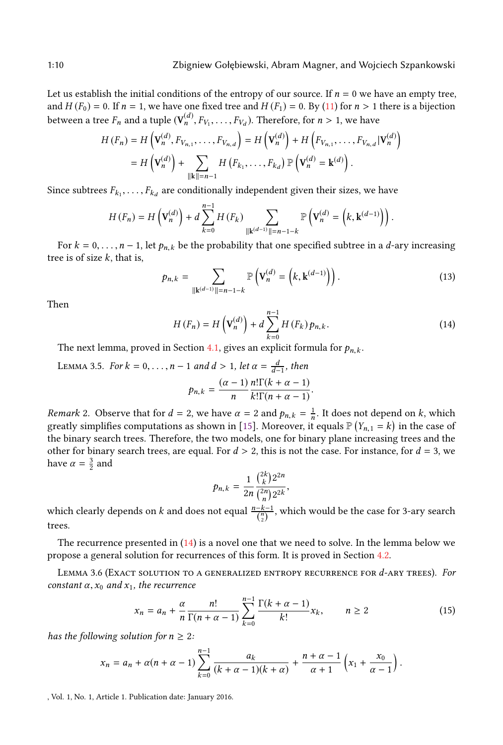Let us establish the initial conditions of the entropy of our source. If $n = 0$ we have an empty tree, and $H(F_0) = 0$. If $n = 1$, we have one fixed tree and $H(F_1) = 0$. By (11) for $n > 1$ there is a bijection between a tree $F_n$ and a tuple $(\mathbf{V}_n^{(d)}, F_{V_1}, \ldots, F_{V_d})$. Therefore, for $n > 1$, we have

$$H(F_n) = H\left(\mathbf{V}_n^{(d)}, F_{V_{n,1}}, \ldots, F_{V_{n,d}}\right) = H\left(\mathbf{V}_n^{(d)}\right) + H\left(F_{V_{n,1}}, \ldots, F_{V_{n,d}} | \mathbf{V}_n^{(d)}\right)$$
$$= H\left(\mathbf{V}_n^{(d)}\right) + \sum_{\|\mathbf{k}\|=n-1} H\left(F_{k_1}, \ldots, F_{k_d}\right) \mathbb{P}\left(\mathbf{V}_n^{(d)} = \mathbf{k}^{(d)}\right).$$

Since subtrees $F_{k_1}, \ldots, F_{k_d}$ are conditionally independent given their sizes, we have

$$H(F_n) = H\left(\mathbf{V}_n^{(d)}\right) + d \sum_{k=0}^{n-1} H(F_k) \sum_{\|\mathbf{k}^{(d-1)}\|=n-1-k} \mathbb{P}\left(\mathbf{V}_n^{(d)} = \left(k, \mathbf{k}^{(d-1)}\right)\right).$$

For $k = 0, \ldots, n-1$, let $p_{n,k}$ be the probability that one specified subtree in a $d$-ary increasing tree is of size $k$, that is,

$$p_{n,k} = \sum_{\|\mathbf{k}^{(d-1)}\|=n-1-k} \mathbb{P}\left(\mathbf{V}_n^{(d)} = \left(k, \mathbf{k}^{(d-1)}\right)\right). \tag{13}$$

Then

$$H(F_n) = H\left(\mathbf{V}_n^{(d)}\right) + d \sum_{k=0}^{n-1} H(F_k)\, p_{n,k}. \tag{14}$$

The next lemma, proved in Section 4.1, gives an explicit formula for $p_{n,k}$.

Lemma 3.5. *For $k = 0, \ldots, n-1$ and $d > 1$, let $\alpha = \frac{d}{d-1}$, then*

$$p_{n,k} = \frac{(\alpha - 1)}{n} \frac{n!\Gamma(k + \alpha - 1)}{k!\Gamma(n + \alpha - 1)}.$$

*Remark* 2. Observe that for $d = 2$, we have $\alpha = 2$ and $p_{n,k} = \frac{1}{n}$. It does not depend on $k$, which greatly simplifies computations as shown in [15]. Moreover, it equals $\mathbb{P}(Y_{n,1} = k)$ in the case of the binary search trees. Therefore, the two models, one for binary plane increasing trees and the other for binary search trees, are equal. For $d > 2$, this is not the case. For instance, for $d = 3$, we have $\alpha = \frac{3}{2}$ and

$$p_{n,k} = \frac{1}{2n} \frac{\binom{2k}{k} 2^{2n}}{\binom{2n}{n} 2^{2k}},$$

which clearly depends on $k$ and does not equal $\frac{n-k-1}{\binom{n}{2}}$, which would be the case for 3-ary search trees.

The recurrence presented in (14) is a novel one that we need to solve. In the lemma below we propose a general solution for recurrences of this form. It is proved in Section 4.2.

Lemma 3.6 (Exact solution to a generalized entropy recurrence for $d$-ary trees). *For constant $\alpha, x_0$ and $x_1$, the recurrence*

$$x_n = a_n + \frac{\alpha}{n} \frac{n!}{\Gamma(n + \alpha - 1)} \sum_{k=0}^{n-1} \frac{\Gamma(k + \alpha - 1)}{k!} x_k, \qquad n \geq 2 \tag{15}$$

*has the following solution for $n \geq 2$:*

$$x_n = a_n + \alpha(n + \alpha - 1) \sum_{k=0}^{n-1} \frac{a_k}{(k + \alpha - 1)(k + \alpha)} + \frac{n + \alpha - 1}{\alpha + 1} \left(x_1 + \frac{x_0}{\alpha - 1}\right).$$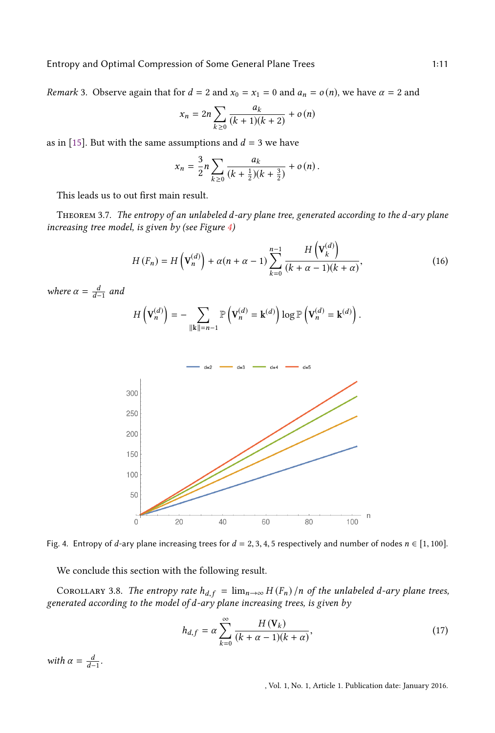*Remark* 3. Observe again that for $d = 2$ and $x_0 = x_1 = 0$ and $a_n = o(n)$, we have $\alpha = 2$ and

$$x_n = 2n \sum_{k\geq 0} \frac{a_k}{(k+1)(k+2)} + o(n)$$

as in [15]. But with the same assumptions and $d = 3$ we have

$$x_n = \frac{3}{2} n \sum_{k\geq 0} \frac{a_k}{(k+\frac{1}{2})(k+\frac{3}{2})} + o(n) .$$

This leads us to out first main result.

Theorem 3.7. *The entropy of an unlabeled d-ary plane tree, generated according to the d-ary plane increasing tree model, is given by (see Figure 4)*

$$H(F_n) = H\left(\mathbf{V}_n^{(d)}\right) + \alpha(n+\alpha-1) \sum_{k=0}^{n-1} \frac{H\left(\mathbf{V}_k^{(d)}\right)}{(k+\alpha-1)(k+\alpha)}, \tag{16}$$

*where* $\alpha = \frac{d}{d-1}$ *and*

$$H\left(\mathbf{V}_n^{(d)}\right) = -\sum_{\|\mathbf{k}\|=n-1} \mathbb{P}\left(\mathbf{V}_n^{(d)} = \mathbf{k}^{(d)}\right) \log \mathbb{P}\left(\mathbf{V}_n^{(d)} = \mathbf{k}^{(d)}\right).$$

Fig. 4. Entropy of $d$-ary plane increasing trees for $d = 2, 3, 4, 5$ respectively and number of nodes $n \in [1, 100]$.

We conclude this section with the following result.

Corollary 3.8. *The entropy rate* $h_{d,f} = \lim_{n\to\infty} H(F_n)/n$ *of the unlabeled d-ary plane trees, generated according to the model of d-ary plane increasing trees, is given by*

$$h_{d,f} = \alpha \sum_{k=0}^{\infty} \frac{H(\mathbf{V}_k)}{(k+\alpha-1)(k+\alpha)}, \tag{17}$$

*with* $\alpha = \frac{d}{d-1}$.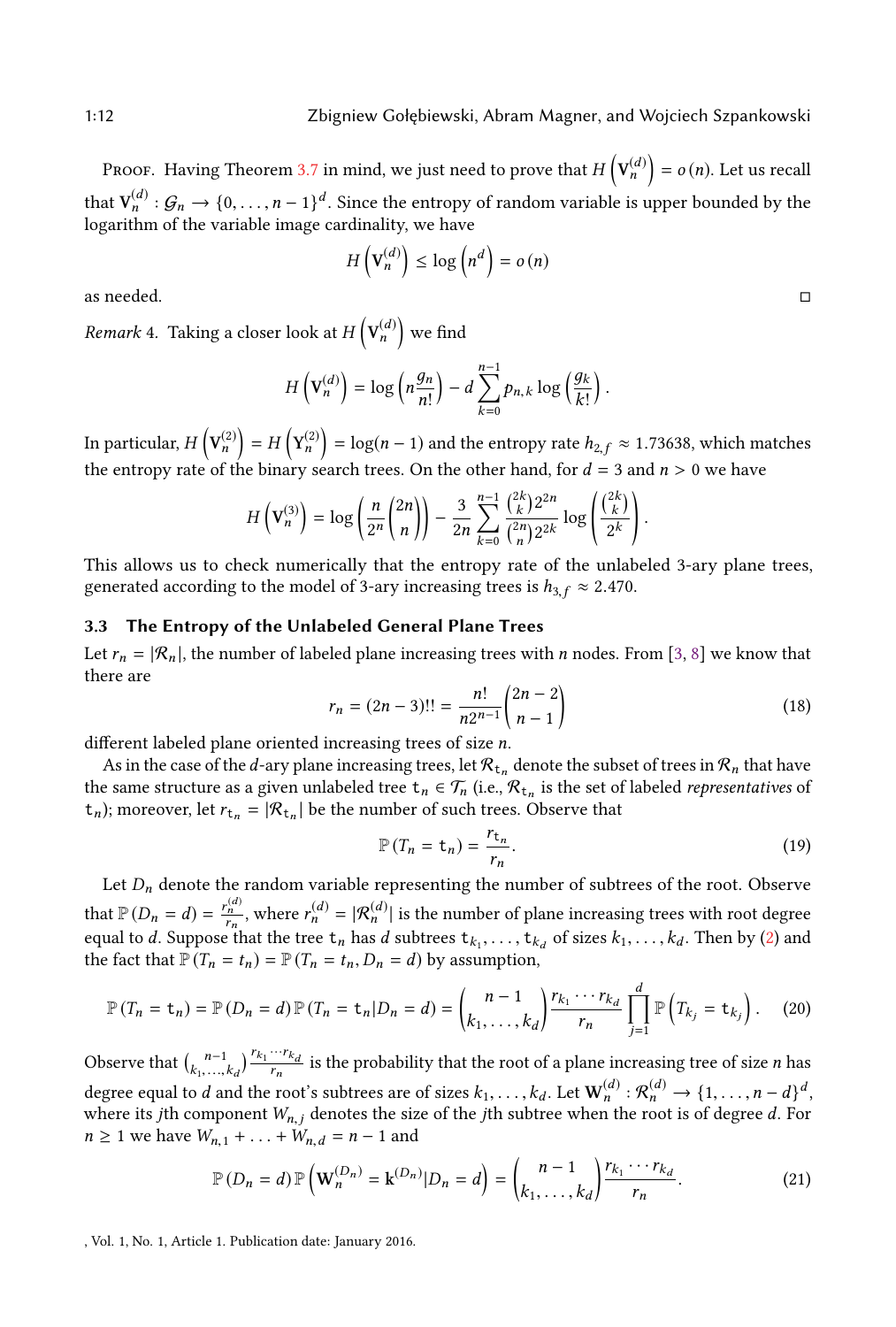PROOF. Having Theorem 3.7 in mind, we just need to prove that $H\left(\mathbf{V}_n^{(d)}\right) = o(n)$. Let us recall that $\mathbf{V}_n^{(d)} : \mathcal{G}_n \to \{0, \ldots, n-1\}^d$. Since the entropy of random variable is upper bounded by the logarithm of the variable image cardinality, we have

$$H\left(\mathbf{V}_n^{(d)}\right) \leq \log\left(n^d\right) = o(n)$$

as needed. □

*Remark 4.* Taking a closer look at $H\left(\mathbf{V}_n^{(d)}\right)$ we find

$$H\left(\mathbf{V}_n^{(d)}\right) = \log\left(n\frac{g_n}{n!}\right) - d\sum_{k=0}^{n-1} p_{n,k} \log\left(\frac{g_k}{k!}\right).$$

In particular, $H\left(\mathbf{V}_n^{(2)}\right) = H\left(\mathbf{Y}_n^{(2)}\right) = \log(n-1)$ and the entropy rate $h_{2,f} \approx 1.73638$, which matches the entropy rate of the binary search trees. On the other hand, for $d = 3$ and $n > 0$ we have

$$H\left(\mathbf{V}_n^{(3)}\right) = \log\left(\frac{n}{2^n}\binom{2n}{n}\right) - \frac{3}{2n}\sum_{k=0}^{n-1} \frac{\binom{2k}{k}2^{2n}}{\binom{2n}{n}2^{2k}} \log\left(\frac{\binom{2k}{k}}{2^k}\right).$$

This allows us to check numerically that the entropy rate of the unlabeled 3-ary plane trees, generated according to the model of 3-ary increasing trees is $h_{3,f} \approx 2.470$.

### 3.3 The Entropy of the Unlabeled General Plane Trees

Let $r_n = |\mathcal{R}_n|$, the number of labeled plane increasing trees with $n$ nodes. From [3, 8] we know that there are

$$r_n = (2n-3)!! = \frac{n!}{n2^{n-1}}\binom{2n-2}{n-1} \tag{18}$$

different labeled plane oriented increasing trees of size $n$.

As in the case of the $d$-ary plane increasing trees, let $\mathcal{R}_{\mathtt{t}_n}$ denote the subset of trees in $\mathcal{R}_n$ that have the same structure as a given unlabeled tree $\mathtt{t}_n \in \mathcal{T}_n$ (i.e., $\mathcal{R}_{\mathtt{t}_n}$ is the set of labeled *representatives* of $\mathtt{t}_n$); moreover, let $r_{\mathtt{t}_n} = |\mathcal{R}_{\mathtt{t}_n}|$ be the number of such trees. Observe that

$$\mathbb{P}(T_n = \mathtt{t}_n) = \frac{r_{\mathtt{t}_n}}{r_n}. \tag{19}$$

Let $D_n$ denote the random variable representing the number of subtrees of the root. Observe that $\mathbb{P}(D_n = d) = \frac{r_n^{(d)}}{r_n}$, where $r_n^{(d)} = |\mathcal{R}_n^{(d)}|$ is the number of plane increasing trees with root degree equal to $d$. Suppose that the tree $\mathtt{t}_n$ has $d$ subtrees $\mathtt{t}_{k_1}, \ldots, \mathtt{t}_{k_d}$ of sizes $k_1, \ldots, k_d$. Then by (2) and the fact that $\mathbb{P}(T_n = t_n) = \mathbb{P}(T_n = t_n, D_n = d)$ by assumption,

$$\mathbb{P}(T_n = \mathtt{t}_n) = \mathbb{P}(D_n = d)\,\mathbb{P}(T_n = \mathtt{t}_n | D_n = d) = \binom{n-1}{k_1, \ldots, k_d}\frac{r_{k_1}\cdots r_{k_d}}{r_n}\prod_{j=1}^{d}\mathbb{P}\left(T_{k_j} = \mathtt{t}_{k_j}\right). \tag{20}$$

Observe that $\binom{n-1}{k_1,\ldots,k_d}\frac{r_{k_1}\cdots r_{k_d}}{r_n}$ is the probability that the root of a plane increasing tree of size $n$ has degree equal to $d$ and the root's subtrees are of sizes $k_1, \ldots, k_d$. Let $\mathbf{W}_n^{(d)} : \mathcal{R}_n^{(d)} \to \{1, \ldots, n-d\}^d$, where its $j$th component $W_{n,j}$ denotes the size of the $j$th subtree when the root is of degree $d$. For $n \geq 1$ we have $W_{n,1} + \ldots + W_{n,d} = n-1$ and

$$\mathbb{P}(D_n = d)\,\mathbb{P}\left(\mathbf{W}_n^{(D_n)} = \mathbf{k}^{(D_n)} | D_n = d\right) = \binom{n-1}{k_1, \ldots, k_d}\frac{r_{k_1}\cdots r_{k_d}}{r_n}. \tag{21}$$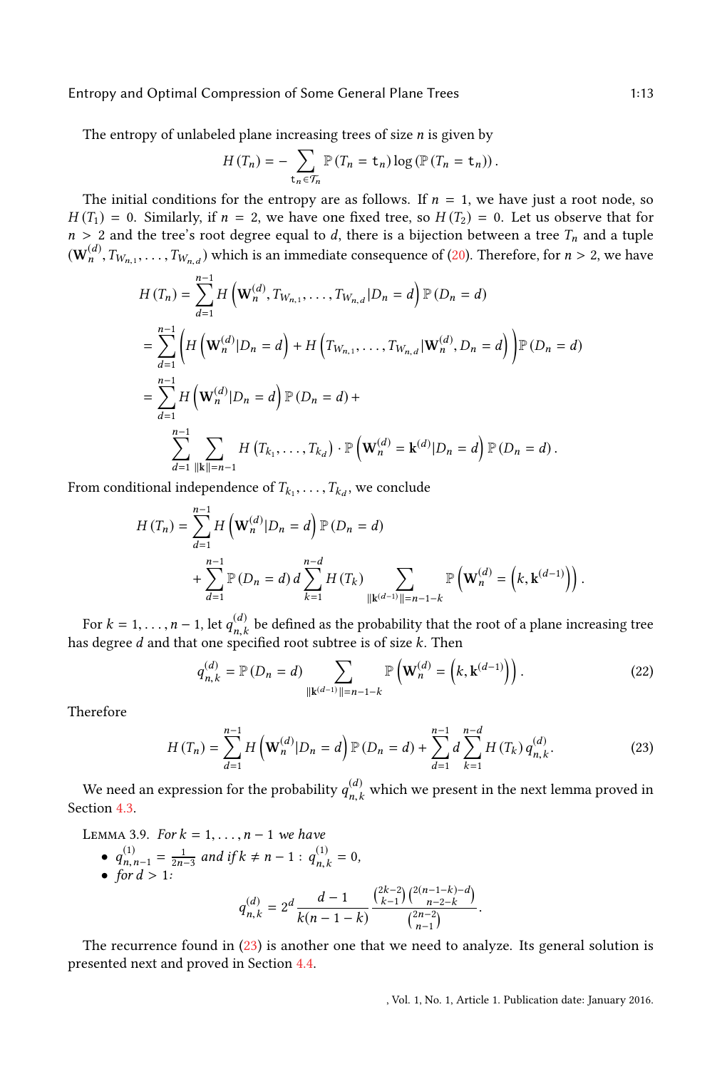The entropy of unlabeled plane increasing trees of size $n$ is given by

$$H(T_n) = -\sum_{\mathtt{t}_n \in \mathcal{T}_n} \mathbb{P}(T_n = \mathtt{t}_n) \log(\mathbb{P}(T_n = \mathtt{t}_n)).$$

The initial conditions for the entropy are as follows. If $n = 1$, we have just a root node, so $H(T_1) = 0$. Similarly, if $n = 2$, we have one fixed tree, so $H(T_2) = 0$. Let us observe that for $n > 2$ and the tree's root degree equal to $d$, there is a bijection between a tree $T_n$ and a tuple $(\mathbf{W}_n^{(d)}, T_{W_{n,1}}, \ldots, T_{W_{n,d}})$ which is an immediate consequence of (20). Therefore, for $n > 2$, we have

$$\begin{aligned}
H(T_n) &= \sum_{d=1}^{n-1} H\left(\mathbf{W}_n^{(d)}, T_{W_{n,1}}, \ldots, T_{W_{n,d}} | D_n = d\right) \mathbb{P}(D_n = d) \\
&= \sum_{d=1}^{n-1} \left( H\left(\mathbf{W}_n^{(d)} | D_n = d\right) + H\left(T_{W_{n,1}}, \ldots, T_{W_{n,d}} | \mathbf{W}_n^{(d)}, D_n = d\right)\right) \mathbb{P}(D_n = d) \\
&= \sum_{d=1}^{n-1} H\left(\mathbf{W}_n^{(d)} | D_n = d\right) \mathbb{P}(D_n = d) + \\
&\quad \sum_{d=1}^{n-1} \sum_{\|\mathbf{k}\| = n-1} H\left(T_{k_1}, \ldots, T_{k_d}\right) \cdot \mathbb{P}\left(\mathbf{W}_n^{(d)} = \mathbf{k}^{(d)} | D_n = d\right) \mathbb{P}(D_n = d).
\end{aligned}$$

From conditional independence of $T_{k_1}, \ldots, T_{k_d}$, we conclude

$$\begin{aligned}
H(T_n) &= \sum_{d=1}^{n-1} H\left(\mathbf{W}_n^{(d)} | D_n = d\right) \mathbb{P}(D_n = d) \\
&\quad + \sum_{d=1}^{n-1} \mathbb{P}(D_n = d)\, d \sum_{k=1}^{n-d} H(T_k) \sum_{\|\mathbf{k}^{(d-1)}\| = n-1-k} \mathbb{P}\left(\mathbf{W}_n^{(d)} = \left(k, \mathbf{k}^{(d-1)}\right)\right).
\end{aligned}$$

For $k = 1, \ldots, n-1$, let $q_{n,k}^{(d)}$ be defined as the probability that the root of a plane increasing tree has degree $d$ and that one specified root subtree is of size $k$. Then

$$q_{n,k}^{(d)} = \mathbb{P}(D_n = d) \sum_{\|\mathbf{k}^{(d-1)}\| = n-1-k} \mathbb{P}\left(\mathbf{W}_n^{(d)} = \left(k, \mathbf{k}^{(d-1)}\right)\right). \tag{22}$$

Therefore

$$H(T_n) = \sum_{d=1}^{n-1} H\left(\mathbf{W}_n^{(d)} | D_n = d\right) \mathbb{P}(D_n = d) + \sum_{d=1}^{n-1} d \sum_{k=1}^{n-d} H(T_k)\, q_{n,k}^{(d)}. \tag{23}$$

We need an expression for the probability $q_{n,k}^{(d)}$ which we present in the next lemma proved in Section 4.3.

Lemma 3.9. *For $k = 1, \ldots, n-1$ we have*

- $q_{n,n-1}^{(1)} = \frac{1}{2n-3}$ *and if $k \neq n-1$ :* $q_{n,k}^{(1)} = 0$,
- *for $d > 1$:*

$$q_{n,k}^{(d)} = 2^d \frac{d-1}{k(n-1-k)} \frac{\binom{2k-2}{k-1}\binom{2(n-1-k)-d}{n-2-k}}{\binom{2n-2}{n-1}}.$$

The recurrence found in (23) is another one that we need to analyze. Its general solution is presented next and proved in Section 4.4.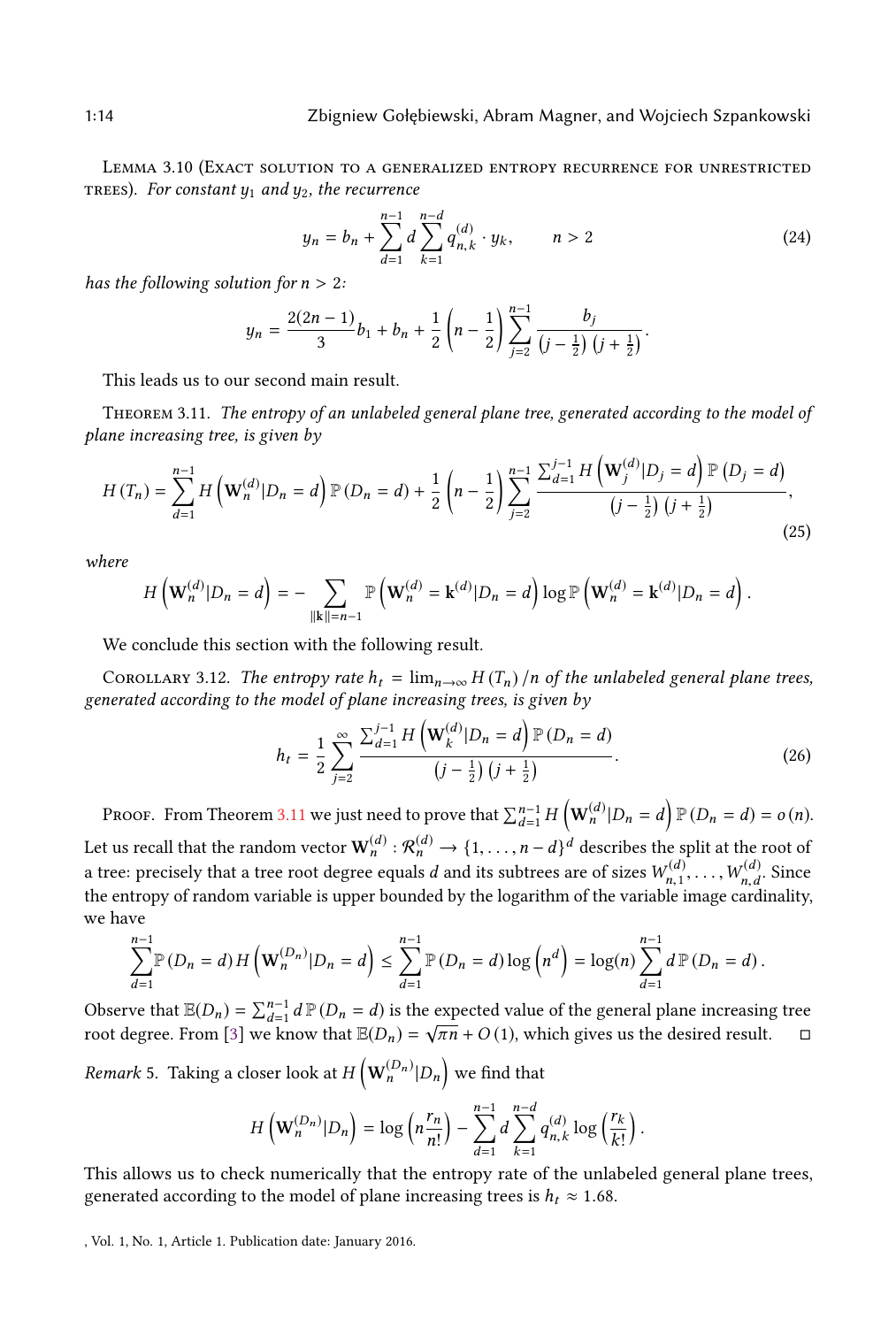Lemma 3.10 (Exact solution to a generalized entropy recurrence for unrestricted trees). *For constant $y_1$ and $y_2$, the recurrence*

$$y_n = b_n + \sum_{d=1}^{n-1} d \sum_{k=1}^{n-d} q_{n,k}^{(d)} \cdot y_k, \qquad n > 2 \tag{24}$$

*has the following solution for $n > 2$:*

$$y_n = \frac{2(2n-1)}{3} b_1 + b_n + \frac{1}{2}\left(n - \frac{1}{2}\right) \sum_{j=2}^{n-1} \frac{b_j}{\left(j - \frac{1}{2}\right)\left(j + \frac{1}{2}\right)}.$$

This leads us to our second main result.

Theorem 3.11. *The entropy of an unlabeled general plane tree, generated according to the model of plane increasing tree, is given by*

$$H(T_n) = \sum_{d=1}^{n-1} H\left(\mathbf{W}_n^{(d)} | D_n = d\right) \mathbb{P}(D_n = d) + \frac{1}{2}\left(n - \frac{1}{2}\right) \sum_{j=2}^{n-1} \frac{\sum_{d=1}^{j-1} H\left(\mathbf{W}_j^{(d)} | D_j = d\right) \mathbb{P}(D_j = d)}{\left(j - \frac{1}{2}\right)\left(j + \frac{1}{2}\right)}, \tag{25}$$

*where*

$$H\left(\mathbf{W}_n^{(d)} | D_n = d\right) = - \sum_{\|\mathbf{k}\| = n-1} \mathbb{P}\left(\mathbf{W}_n^{(d)} = \mathbf{k}^{(d)} | D_n = d\right) \log \mathbb{P}\left(\mathbf{W}_n^{(d)} = \mathbf{k}^{(d)} | D_n = d\right).$$

We conclude this section with the following result.

Corollary 3.12. *The entropy rate $h_t = \lim_{n\to\infty} H(T_n)/n$ of the unlabeled general plane trees, generated according to the model of plane increasing trees, is given by*

$$h_t = \frac{1}{2} \sum_{j=2}^{\infty} \frac{\sum_{d=1}^{j-1} H\left(\mathbf{W}_k^{(d)} | D_n = d\right) \mathbb{P}(D_n = d)}{\left(j - \frac{1}{2}\right)\left(j + \frac{1}{2}\right)}. \tag{26}$$

Proof. From Theorem 3.11 we just need to prove that $\sum_{d=1}^{n-1} H\left(\mathbf{W}_n^{(d)} | D_n = d\right) \mathbb{P}(D_n = d) = o(n)$. Let us recall that the random vector $\mathbf{W}_n^{(d)} : \mathcal{R}_n^{(d)} \to \{1, \dots, n-d\}^d$ describes the split at the root of a tree: precisely that a tree root degree equals $d$ and its subtrees are of sizes $W_{n,1}^{(d)}, \dots, W_{n,d}^{(d)}$. Since the entropy of random variable is upper bounded by the logarithm of the variable image cardinality, we have

$$\sum_{d=1}^{n-1} \mathbb{P}(D_n = d) H\left(\mathbf{W}_n^{(D_n)} | D_n = d\right) \leq \sum_{d=1}^{n-1} \mathbb{P}(D_n = d) \log\left(n^d\right) = \log(n) \sum_{d=1}^{n-1} d\, \mathbb{P}(D_n = d).$$

Observe that $\mathbb{E}(D_n) = \sum_{d=1}^{n-1} d\, \mathbb{P}(D_n = d)$ is the expected value of the general plane increasing tree root degree. From [3] we know that $\mathbb{E}(D_n) = \sqrt{\pi n} + O(1)$, which gives us the desired result. □

*Remark* 5. Taking a closer look at $H\left(\mathbf{W}_n^{(D_n)} | D_n\right)$ we find that

$$H\left(\mathbf{W}_n^{(D_n)} | D_n\right) = \log\left(n \frac{r_n}{n!}\right) - \sum_{d=1}^{n-1} d \sum_{k=1}^{n-d} q_{n,k}^{(d)} \log\left(\frac{r_k}{k!}\right).$$

This allows us to check numerically that the entropy rate of the unlabeled general plane trees, generated according to the model of plane increasing trees is $h_t \approx 1.68$.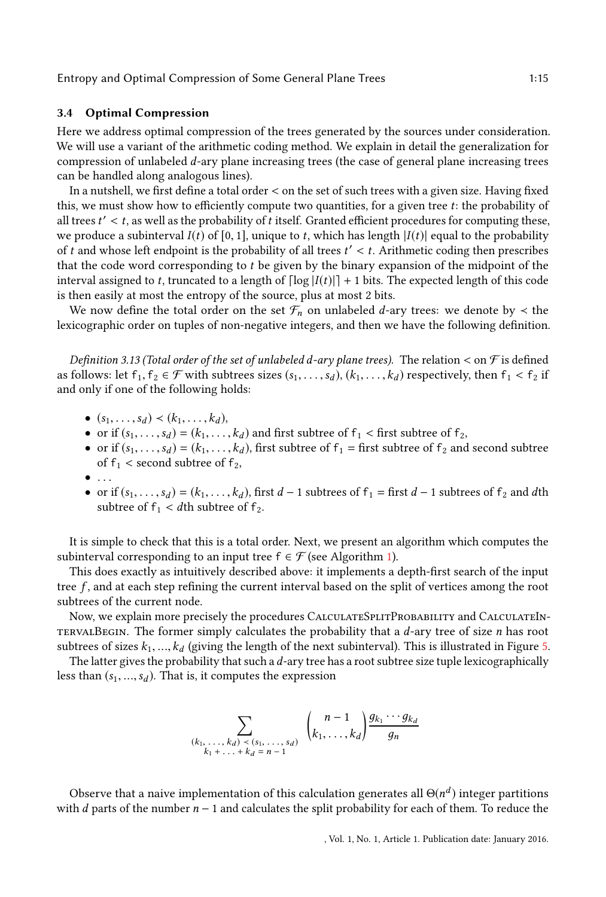### 3.4 Optimal Compression

Here we address optimal compression of the trees generated by the sources under consideration. We will use a variant of the arithmetic coding method. We explain in detail the generalization for compression of unlabeled $d$-ary plane increasing trees (the case of general plane increasing trees can be handled along analogous lines).

In a nutshell, we first define a total order $<$ on the set of such trees with a given size. Having fixed this, we must show how to efficiently compute two quantities, for a given tree $t$: the probability of all trees $t' < t$, as well as the probability of $t$ itself. Granted efficient procedures for computing these, we produce a subinterval $I(t)$ of $[0, 1]$, unique to $t$, which has length $|I(t)|$ equal to the probability of $t$ and whose left endpoint is the probability of all trees $t' < t$. Arithmetic coding then prescribes that the code word corresponding to $t$ be given by the binary expansion of the midpoint of the interval assigned to $t$, truncated to a length of $\lceil \log |I(t)| \rceil + 1$ bits. The expected length of this code is then easily at most the entropy of the source, plus at most 2 bits.

We now define the total order on the set $\mathcal{F}_n$ on unlabeled $d$-ary trees: we denote by $\prec$ the lexicographic order on tuples of non-negative integers, and then we have the following definition.

*Definition 3.13 (Total order of the set of unlabeled $d$-ary plane trees).* The relation $<$ on $\mathcal{F}$ is defined as follows: let $\mathtt{f}_1, \mathtt{f}_2 \in \mathcal{F}$ with subtrees sizes $(s_1, \ldots, s_d)$, $(k_1, \ldots, k_d)$ respectively, then $\mathtt{f}_1 < \mathtt{f}_2$ if and only if one of the following holds:

- $(s_1, \ldots, s_d) \prec (k_1, \ldots, k_d)$,
- or if $(s_1, \ldots, s_d) = (k_1, \ldots, k_d)$ and first subtree of $\mathtt{f}_1 <$ first subtree of $\mathtt{f}_2$,
- or if $(s_1, \ldots, s_d) = (k_1, \ldots, k_d)$, first subtree of $\mathtt{f}_1 =$ first subtree of $\mathtt{f}_2$ and second subtree of $\mathtt{f}_1 <$ second subtree of $\mathtt{f}_2$,
- ...
- or if $(s_1, \ldots, s_d) = (k_1, \ldots, k_d)$, first $d-1$ subtrees of $\mathtt{f}_1 =$ first $d-1$ subtrees of $\mathtt{f}_2$ and $d$th subtree of $\mathtt{f}_1 <$ $d$th subtree of $\mathtt{f}_2$.

It is simple to check that this is a total order. Next, we present an algorithm which computes the subinterval corresponding to an input tree $\mathtt{f} \in \mathcal{F}$ (see Algorithm 1).

This does exactly as intuitively described above: it implements a depth-first search of the input tree $f$, and at each step refining the current interval based on the split of vertices among the root subtrees of the current node.

Now, we explain more precisely the procedures CalculateSplitProbability and CalculateIntervalBegin. The former simply calculates the probability that a $d$-ary tree of size $n$ has root subtrees of sizes $k_1, \ldots, k_d$ (giving the length of the next subinterval). This is illustrated in Figure 5.

The latter gives the probability that such a $d$-ary tree has a root subtree size tuple lexicographically less than $(s_1, \ldots, s_d)$. That is, it computes the expression

$$\sum_{\substack{(k_1, \ldots, k_d) \prec (s_1, \ldots, s_d) \\ k_1 + \ldots + k_d = n-1}} \binom{n-1}{k_1, \ldots, k_d} \frac{g_{k_1} \cdots g_{k_d}}{g_n}$$

Observe that a naive implementation of this calculation generates all $\Theta(n^d)$ integer partitions with $d$ parts of the number $n-1$ and calculates the split probability for each of them. To reduce the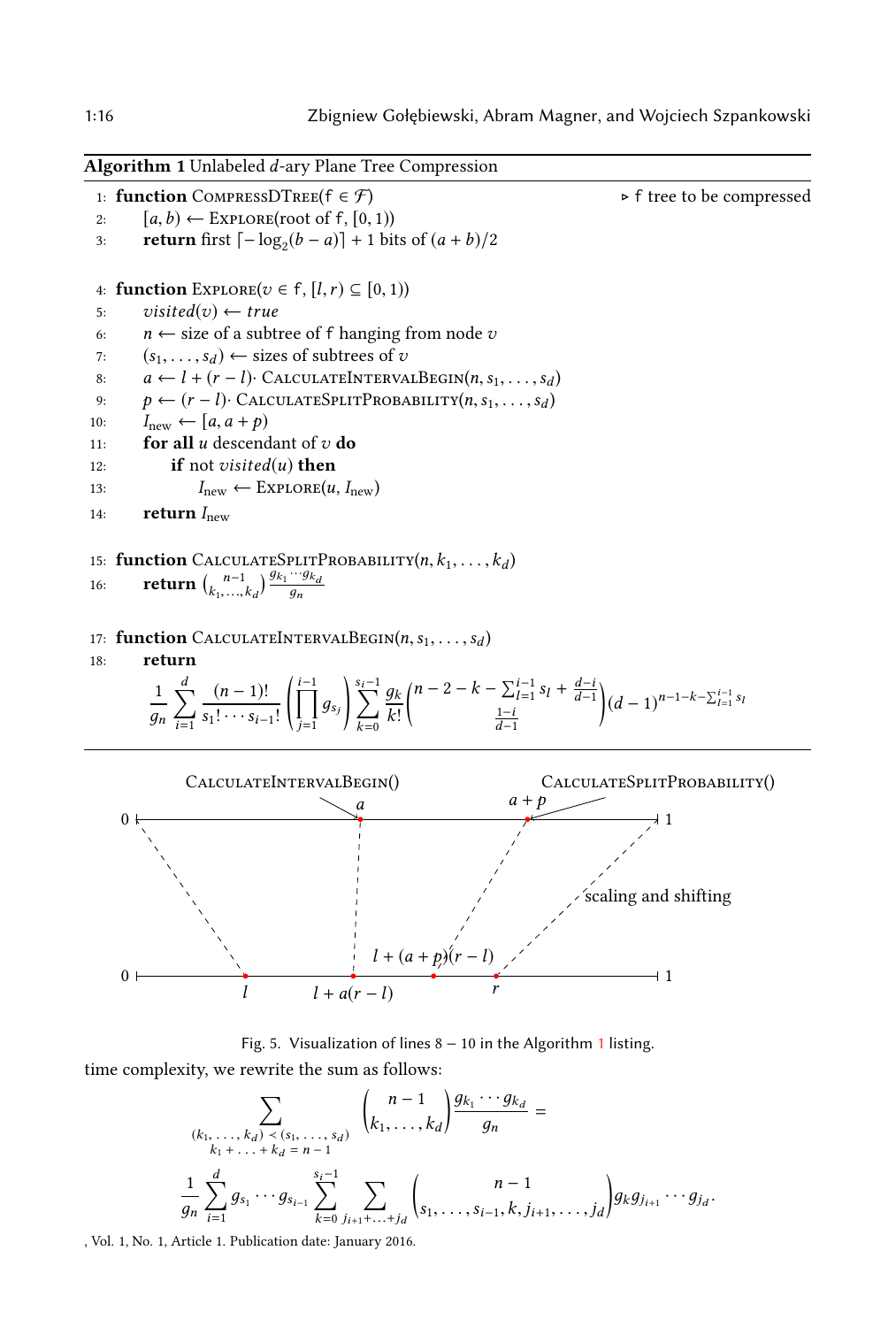**Algorithm 1** Unlabeled $d$-ary Plane Tree Compression

```
1:  function CompressDTree(f ∈ F)                                  ▷ f tree to be compressed
2:      [a, b) ← Explore(root of f, [0, 1))
3:      return first ⌈−log_2(b − a)⌉ + 1 bits of (a + b)/2

4:  function Explore(v ∈ f, [l, r) ⊆ [0, 1))
5:      visited(v) ← true
6:      n ← size of a subtree of f hanging from node v
7:      (s_1, ..., s_d) ← sizes of subtrees of v
8:      a ← l + (r − l)· CalculateIntervalBegin(n, s_1, ..., s_d)
9:      p ← (r − l)· CalculateSplitProbability(n, s_1, ..., s_d)
10:     I_new ← [a, a + p)
11:     for all u descendant of v do
12:         if not visited(u) then
13:             I_new ← Explore(u, I_new)
14:     return I_new

15: function CalculateSplitProbability(n, k_1, ..., k_d)
16:     return binom(n−1; k_1, ..., k_d) · (g_{k_1} ··· g_{k_d}) / g_n

17: function CalculateIntervalBegin(n, s_1, ..., s_d)
18:     return
```

$$\frac{1}{g_n}\sum_{i=1}^{d}\frac{(n-1)!}{s_1!\cdots s_{i-1}!}\left(\prod_{j=1}^{i-1} g_{s_j}\right)\sum_{k=0}^{s_i-1}\frac{g_k}{k!}\binom{n-2-k-\sum_{l=1}^{i-1}s_l+\frac{d-i}{d-1}}{\frac{1-i}{d-1}}(d-1)^{n-1-k-\sum_{l=1}^{i-1}s_l}$$

Line 16 return value: $\binom{n-1}{k_1,\ldots,k_d}\frac{g_{k_1}\cdots g_{k_d}}{g_n}$

Fig. 5. Visualization of lines 8 − 10 in the Algorithm 1 listing.

time complexity, we rewrite the sum as follows:

$$\sum_{\substack{(k_1,\ldots,k_d)\prec(s_1,\ldots,s_d)\\ k_1+\ldots+k_d=n-1}}\binom{n-1}{k_1,\ldots,k_d}\frac{g_{k_1}\cdots g_{k_d}}{g_n}=$$

$$\frac{1}{g_n}\sum_{i=1}^{d}g_{s_1}\cdots g_{s_{i-1}}\sum_{k=0}^{s_i-1}\sum_{j_{i+1}+\ldots+j_d}\binom{n-1}{s_1,\ldots,s_{i-1},k,j_{i+1},\ldots,j_d}g_k g_{j_{i+1}}\cdots g_{j_d}.$$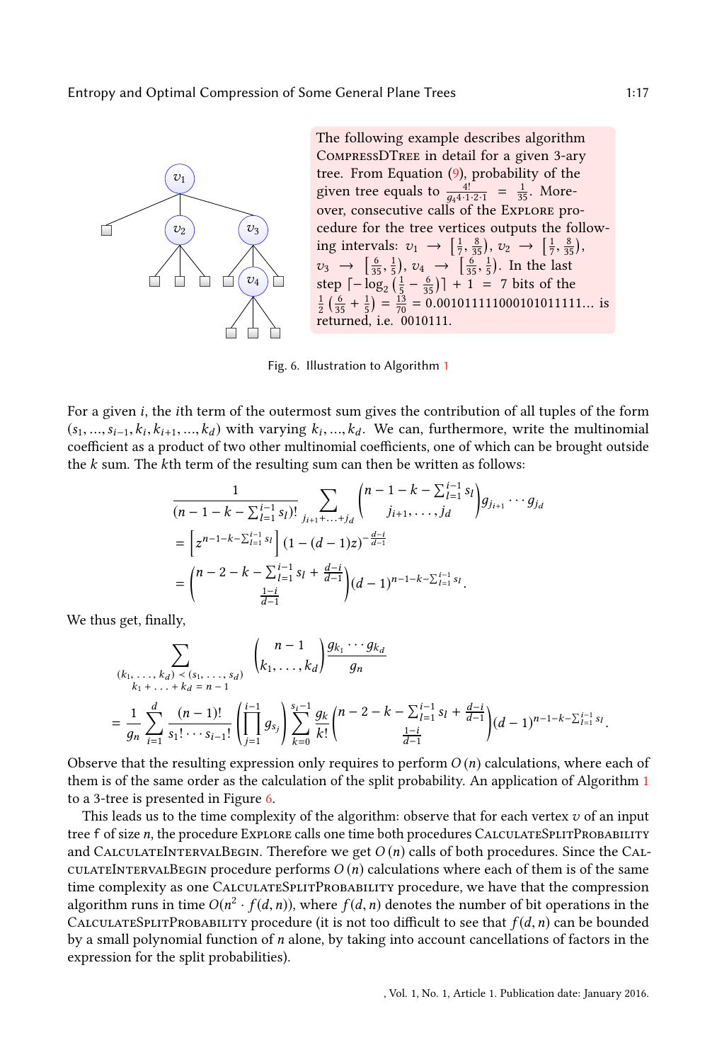The following example describes algorithm CompressDTree in detail for a given 3-ary tree. From Equation (9), probability of the given tree equals to $\frac{4!}{g_4 4 \cdot 1 \cdot 2 \cdot 1} = \frac{1}{35}$. Moreover, consecutive calls of the Explore procedure for the tree vertices outputs the following intervals: $v_1 \to \left[\frac{1}{7}, \frac{8}{35}\right)$, $v_2 \to \left[\frac{1}{7}, \frac{8}{35}\right)$, $v_3 \to \left[\frac{6}{35}, \frac{1}{5}\right)$, $v_4 \to \left[\frac{6}{35}, \frac{1}{5}\right)$. In the last step $\lceil -\log_2\left(\frac{1}{5} - \frac{6}{35}\right)\rceil + 1 = 7$ bits of the $\frac{1}{2}\left(\frac{6}{35} + \frac{1}{5}\right) = \frac{13}{70} = 0.00101111100010101111\ldots$ is returned, i.e. 0010111.

Fig. 6. Illustration to Algorithm 1

For a given $i$, the $i$th term of the outermost sum gives the contribution of all tuples of the form $(s_1, \ldots, s_{i-1}, k_i, k_{i+1}, \ldots, k_d)$ with varying $k_i, \ldots, k_d$. We can, furthermore, write the multinomial coefficient as a product of two other multinomial coefficients, one of which can be brought outside the $k$ sum. The $k$th term of the resulting sum can then be written as follows:

$$
\begin{aligned}
&\frac{1}{(n-1-k-\sum_{l=1}^{i-1} s_l)!} \sum_{j_{i+1}+\ldots+j_d} \binom{n-1-k-\sum_{l=1}^{i-1} s_l}{j_{i+1}, \ldots, j_d} g_{j_{i+1}} \cdots g_{j_d} \\
&= \left[z^{n-1-k-\sum_{l=1}^{i-1} s_l}\right] (1-(d-1)z)^{-\frac{d-i}{d-1}} \\
&= \binom{n-2-k-\sum_{l=1}^{i-1} s_l + \frac{d-i}{d-1}}{\frac{1-i}{d-1}} (d-1)^{n-1-k-\sum_{l=1}^{i-1} s_l}.
\end{aligned}
$$

We thus get, finally,

$$
\begin{aligned}
&\sum_{\substack{(k_1,\ldots,k_d) \prec (s_1,\ldots,s_d) \\ k_1+\ldots+k_d = n-1}} \binom{n-1}{k_1, \ldots, k_d} \frac{g_{k_1} \cdots g_{k_d}}{g_n} \\
&= \frac{1}{g_n} \sum_{i=1}^{d} \frac{(n-1)!}{s_1! \cdots s_{i-1}!} \left(\prod_{j=1}^{i-1} g_{s_j}\right) \sum_{k=0}^{s_i - 1} \frac{g_k}{k!} \binom{n-2-k-\sum_{l=1}^{i-1} s_l + \frac{d-i}{d-1}}{\frac{1-i}{d-1}} (d-1)^{n-1-k-\sum_{l=1}^{i-1} s_l}.
\end{aligned}
$$

Observe that the resulting expression only requires to perform $O(n)$ calculations, where each of them is of the same order as the calculation of the split probability. An application of Algorithm 1 to a 3-tree is presented in Figure 6.

This leads us to the time complexity of the algorithm: observe that for each vertex $v$ of an input tree f of size $n$, the procedure Explore calls one time both procedures CalculateSplitProbability and CalculateIntervalBegin. Therefore we get $O(n)$ calls of both procedures. Since the CalculateIntervalBegin procedure performs $O(n)$ calculations where each of them is of the same time complexity as one CalculateSplitProbability procedure, we have that the compression algorithm runs in time $O(n^2 \cdot f(d, n))$, where $f(d, n)$ denotes the number of bit operations in the CalculateSplitProbability procedure (it is not too difficult to see that $f(d, n)$ can be bounded by a small polynomial function of $n$ alone, by taking into account cancellations of factors in the expression for the split probabilities).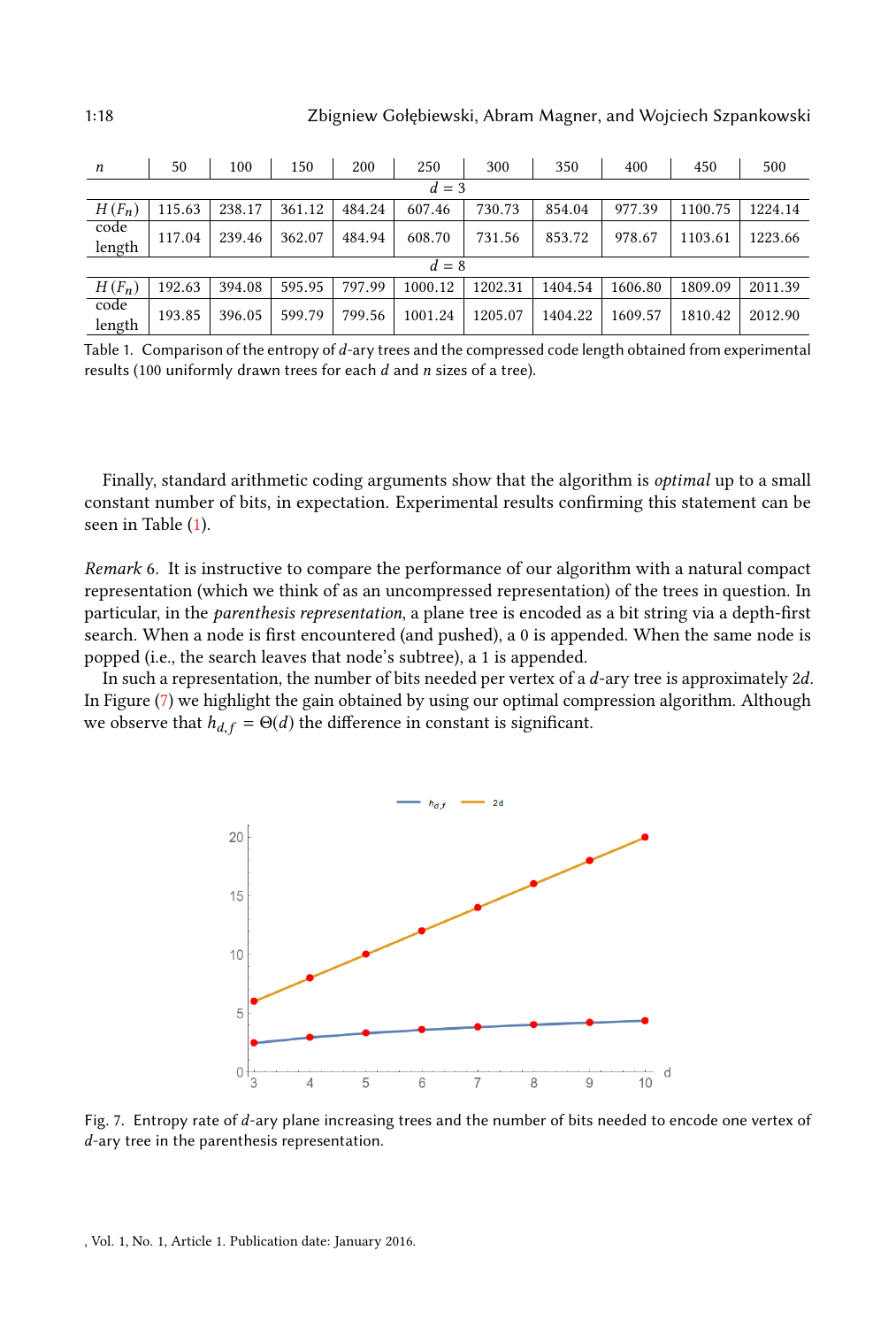| $n$ | 50 | 100 | 150 | 200 | 250 | 300 | 350 | 400 | 450 | 500 |
|---|---|---|---|---|---|---|---|---|---|---|
| | | | | | $d = 3$ | | | | | |
| $H(F_n)$ | 115.63 | 238.17 | 361.12 | 484.24 | 607.46 | 730.73 | 854.04 | 977.39 | 1100.75 | 1224.14 |
| code length | 117.04 | 239.46 | 362.07 | 484.94 | 608.70 | 731.56 | 853.72 | 978.67 | 1103.61 | 1223.66 |
| | | | | | $d = 8$ | | | | | |
| $H(F_n)$ | 192.63 | 394.08 | 595.95 | 797.99 | 1000.12 | 1202.31 | 1404.54 | 1606.80 | 1809.09 | 2011.39 |
| code length | 193.85 | 396.05 | 599.79 | 799.56 | 1001.24 | 1205.07 | 1404.22 | 1609.57 | 1810.42 | 2012.90 |

Table 1. Comparison of the entropy of $d$-ary trees and the compressed code length obtained from experimental results (100 uniformly drawn trees for each $d$ and $n$ sizes of a tree).

Finally, standard arithmetic coding arguments show that the algorithm is *optimal* up to a small constant number of bits, in expectation. Experimental results confirming this statement can be seen in Table (1).

*Remark* 6. It is instructive to compare the performance of our algorithm with a natural compact representation (which we think of as an uncompressed representation) of the trees in question. In particular, in the *parenthesis representation*, a plane tree is encoded as a bit string via a depth-first search. When a node is first encountered (and pushed), a 0 is appended. When the same node is popped (i.e., the search leaves that node's subtree), a 1 is appended.

In such a representation, the number of bits needed per vertex of a $d$-ary tree is approximately $2d$. In Figure (7) we highlight the gain obtained by using our optimal compression algorithm. Although we observe that $h_{d,f} = \Theta(d)$ the difference in constant is significant.

Fig. 7. Entropy rate of $d$-ary plane increasing trees and the number of bits needed to encode one vertex of $d$-ary tree in the parenthesis representation.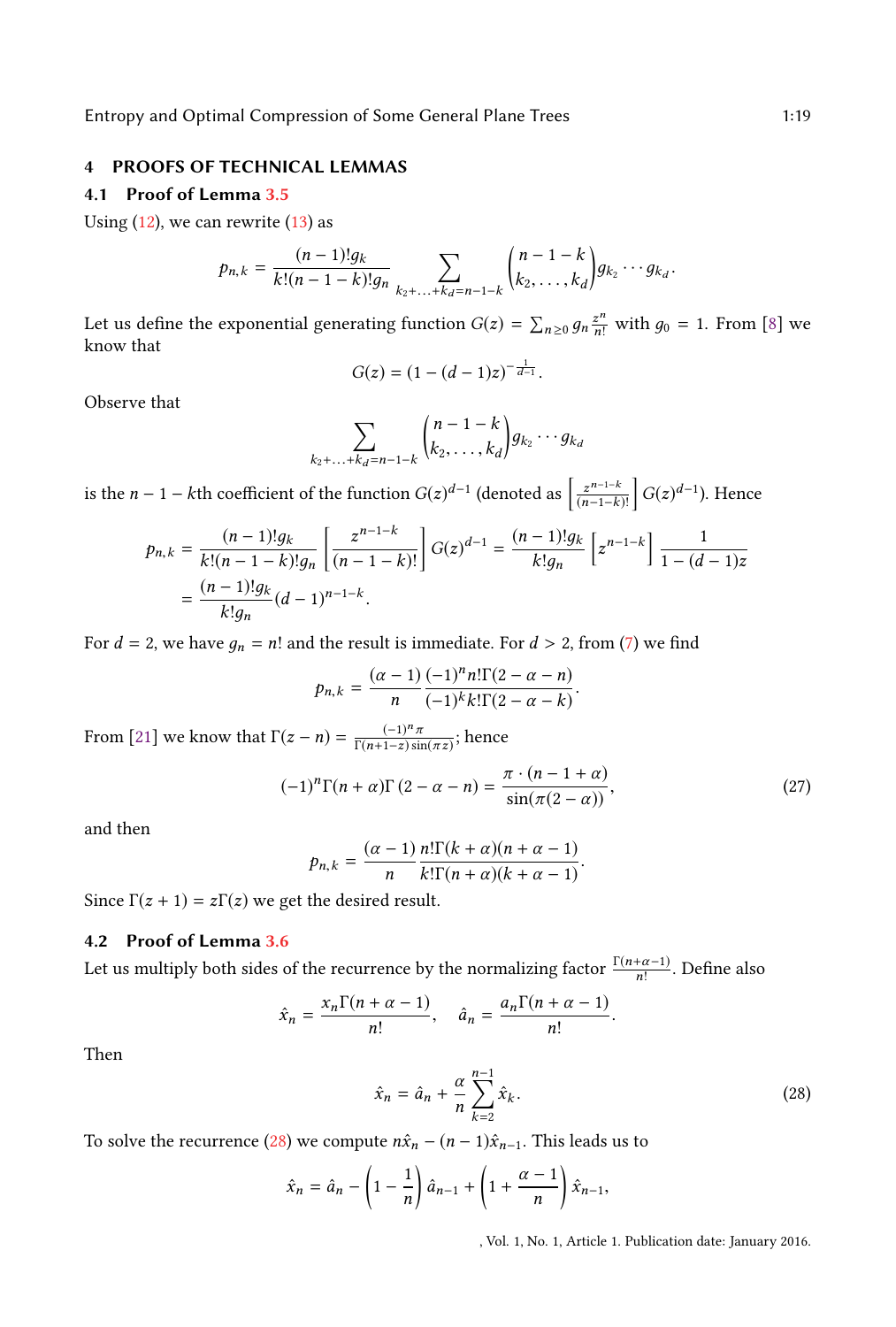## 4 PROOFS OF TECHNICAL LEMMAS

### 4.1 Proof of Lemma 3.5

Using (12), we can rewrite (13) as

$$p_{n,k} = \frac{(n-1)!g_k}{k!(n-1-k)!g_n} \sum_{k_2+\ldots+k_d=n-1-k} \binom{n-1-k}{k_2,\ldots,k_d} g_{k_2}\cdots g_{k_d}.$$

Let us define the exponential generating function $G(z) = \sum_{n\geq 0} g_n \frac{z^n}{n!}$ with $g_0 = 1$. From [8] we know that

$$G(z) = (1-(d-1)z)^{-\frac{1}{d-1}}.$$

Observe that

$$\sum_{k_2+\ldots+k_d=n-1-k} \binom{n-1-k}{k_2,\ldots,k_d} g_{k_2}\cdots g_{k_d}$$

is the $n-1-k$th coefficient of the function $G(z)^{d-1}$ (denoted as $\left[\frac{z^{n-1-k}}{(n-1-k)!}\right] G(z)^{d-1}$). Hence

$$\begin{aligned} p_{n,k} &= \frac{(n-1)!g_k}{k!(n-1-k)!g_n}\left[\frac{z^{n-1-k}}{(n-1-k)!}\right] G(z)^{d-1} = \frac{(n-1)!g_k}{k!g_n}\left[z^{n-1-k}\right]\frac{1}{1-(d-1)z} \\ &= \frac{(n-1)!g_k}{k!g_n}(d-1)^{n-1-k}. \end{aligned}$$

For $d=2$, we have $g_n = n!$ and the result is immediate. For $d>2$, from (7) we find

$$p_{n,k} = \frac{(\alpha-1)}{n}\frac{(-1)^n n!\Gamma(2-\alpha-n)}{(-1)^k k!\Gamma(2-\alpha-k)}.$$

From [21] we know that $\Gamma(z-n) = \frac{(-1)^n\pi}{\Gamma(n+1-z)\sin(\pi z)}$; hence

$$(-1)^n\Gamma(n+\alpha)\Gamma(2-\alpha-n) = \frac{\pi\cdot(n-1+\alpha)}{\sin(\pi(2-\alpha))}, \tag{27}$$

and then

$$p_{n,k} = \frac{(\alpha-1)}{n}\frac{n!\Gamma(k+\alpha)(n+\alpha-1)}{k!\Gamma(n+\alpha)(k+\alpha-1)}.$$

Since $\Gamma(z+1) = z\Gamma(z)$ we get the desired result.

### 4.2 Proof of Lemma 3.6

Let us multiply both sides of the recurrence by the normalizing factor $\frac{\Gamma(n+\alpha-1)}{n!}$. Define also

$$\hat{x}_n = \frac{x_n\Gamma(n+\alpha-1)}{n!}, \quad \hat{a}_n = \frac{a_n\Gamma(n+\alpha-1)}{n!}.$$

Then

$$\hat{x}_n = \hat{a}_n + \frac{\alpha}{n}\sum_{k=2}^{n-1}\hat{x}_k. \tag{28}$$

To solve the recurrence (28) we compute $n\hat{x}_n - (n-1)\hat{x}_{n-1}$. This leads us to

$$\hat{x}_n = \hat{a}_n - \left(1-\frac{1}{n}\right)\hat{a}_{n-1} + \left(1+\frac{\alpha-1}{n}\right)\hat{x}_{n-1},$$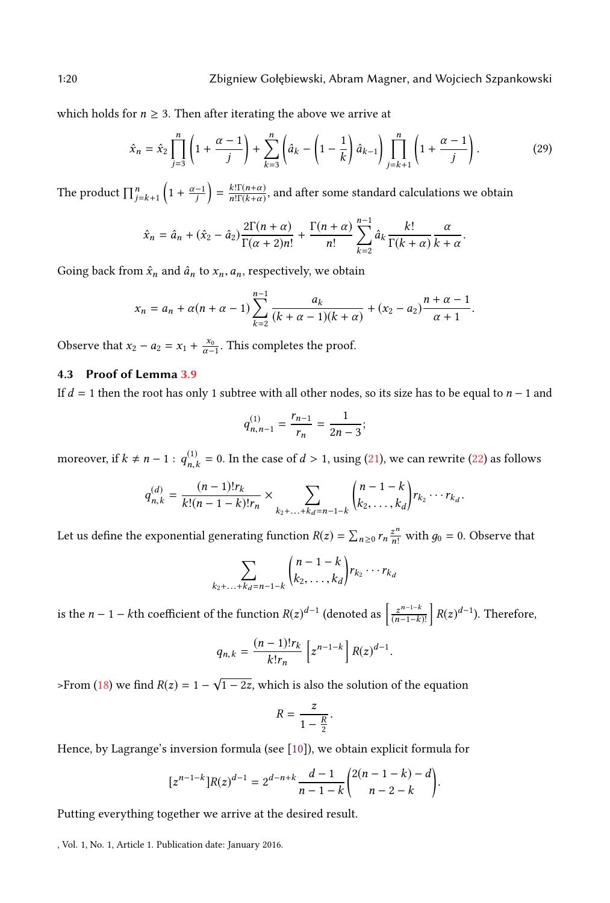which holds for $n \geq 3$. Then after iterating the above we arrive at

$$\hat{x}_n = \hat{x}_2 \prod_{j=3}^{n} \left(1 + \frac{\alpha - 1}{j}\right) + \sum_{k=3}^{n} \left(\hat{a}_k - \left(1 - \frac{1}{k}\right) \hat{a}_{k-1}\right) \prod_{j=k+1}^{n} \left(1 + \frac{\alpha - 1}{j}\right). \tag{29}$$

The product $\prod_{j=k+1}^{n} \left(1 + \frac{\alpha-1}{j}\right) = \frac{k!\Gamma(n+\alpha)}{n!\Gamma(k+\alpha)}$, and after some standard calculations we obtain

$$\hat{x}_n = \hat{a}_n + (\hat{x}_2 - \hat{a}_2) \frac{2\Gamma(n+\alpha)}{\Gamma(\alpha+2)n!} + \frac{\Gamma(n+\alpha)}{n!} \sum_{k=2}^{n-1} \hat{a}_k \frac{k!}{\Gamma(k+\alpha)} \frac{\alpha}{k+\alpha}.$$

Going back from $\hat{x}_n$ and $\hat{a}_n$ to $x_n, a_n$, respectively, we obtain

$$x_n = a_n + \alpha(n + \alpha - 1) \sum_{k=2}^{n-1} \frac{a_k}{(k + \alpha - 1)(k + \alpha)} + (x_2 - a_2) \frac{n + \alpha - 1}{\alpha + 1}.$$

Observe that $x_2 - a_2 = x_1 + \frac{x_0}{\alpha - 1}$. This completes the proof.

### 4.3 Proof of Lemma 3.9

If $d = 1$ then the root has only 1 subtree with all other nodes, so its size has to be equal to $n - 1$ and

$$q^{(1)}_{n,n-1} = \frac{r_{n-1}}{r_n} = \frac{1}{2n-3};$$

moreover, if $k \neq n - 1$ : $q^{(1)}_{n,k} = 0$. In the case of $d > 1$, using (21), we can rewrite (22) as follows

$$q^{(d)}_{n,k} = \frac{(n-1)!r_k}{k!(n-1-k)!r_n} \times \sum_{k_2 + \ldots + k_d = n-1-k} \binom{n-1-k}{k_2, \ldots, k_d} r_{k_2} \cdots r_{k_d}.$$

Let us define the exponential generating function $R(z) = \sum_{n \geq 0} r_n \frac{z^n}{n!}$ with $g_0 = 0$. Observe that

$$\sum_{k_2 + \ldots + k_d = n-1-k} \binom{n-1-k}{k_2, \ldots, k_d} r_{k_2} \cdots r_{k_d}$$

is the $n - 1 - k$th coefficient of the function $R(z)^{d-1}$ (denoted as $\left[\frac{z^{n-1-k}}{(n-1-k)!}\right] R(z)^{d-1}$). Therefore,

$$q_{n,k} = \frac{(n-1)!r_k}{k!r_n} \left[z^{n-1-k}\right] R(z)^{d-1}.$$

>From (18) we find $R(z) = 1 - \sqrt{1 - 2z}$, which is also the solution of the equation

$$R = \frac{z}{1 - \frac{R}{2}}.$$

Hence, by Lagrange's inversion formula (see [10]), we obtain explicit formula for

$$[z^{n-1-k}]R(z)^{d-1} = 2^{d-n+k} \frac{d-1}{n-1-k} \binom{2(n-1-k) - d}{n-2-k}.$$

Putting everything together we arrive at the desired result.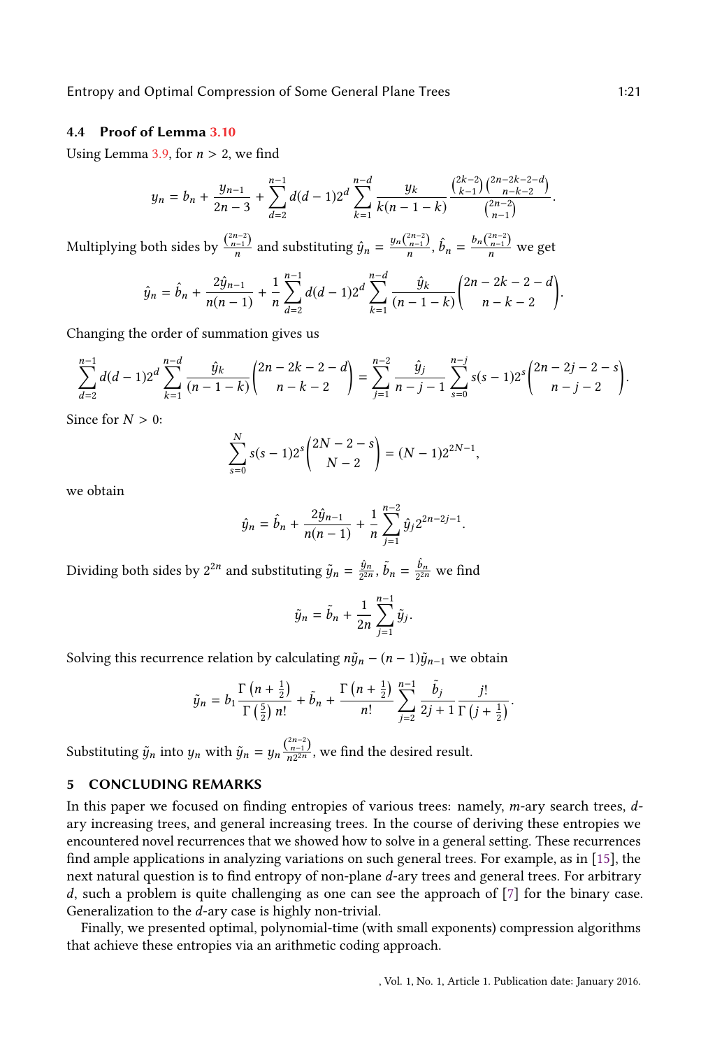### 4.4 Proof of Lemma 3.10

Using Lemma 3.9, for $n > 2$, we find

$$y_n = b_n + \frac{y_{n-1}}{2n-3} + \sum_{d=2}^{n-1} d(d-1)2^d \sum_{k=1}^{n-d} \frac{y_k}{k(n-1-k)} \frac{\binom{2k-2}{k-1}\binom{2n-2k-2-d}{n-k-2}}{\binom{2n-2}{n-1}}.$$

Multiplying both sides by $\frac{\binom{2n-2}{n-1}}{n}$ and substituting $\hat{y}_n = \frac{y_n \binom{2n-2}{n-1}}{n}$, $\hat{b}_n = \frac{b_n \binom{2n-2}{n-1}}{n}$ we get

$$\hat{y}_n = \hat{b}_n + \frac{2\hat{y}_{n-1}}{n(n-1)} + \frac{1}{n}\sum_{d=2}^{n-1} d(d-1)2^d \sum_{k=1}^{n-d} \frac{\hat{y}_k}{(n-1-k)}\binom{2n-2k-2-d}{n-k-2}.$$

Changing the order of summation gives us

$$\sum_{d=2}^{n-1} d(d-1)2^d \sum_{k=1}^{n-d} \frac{\hat{y}_k}{(n-1-k)}\binom{2n-2k-2-d}{n-k-2} = \sum_{j=1}^{n-2} \frac{\hat{y}_j}{n-j-1} \sum_{s=0}^{n-j} s(s-1)2^s \binom{2n-2j-2-s}{n-j-2}.$$

Since for $N > 0$:

$$\sum_{s=0}^{N} s(s-1)2^s \binom{2N-2-s}{N-2} = (N-1)2^{2N-1},$$

we obtain

$$\hat{y}_n = \hat{b}_n + \frac{2\hat{y}_{n-1}}{n(n-1)} + \frac{1}{n}\sum_{j=1}^{n-2} \hat{y}_j 2^{2n-2j-1}.$$

Dividing both sides by $2^{2n}$ and substituting $\tilde{y}_n = \frac{\hat{y}_n}{2^{2n}}$, $\tilde{b}_n = \frac{\hat{b}_n}{2^{2n}}$ we find

$$\tilde{y}_n = \tilde{b}_n + \frac{1}{2n}\sum_{j=1}^{n-1} \tilde{y}_j.$$

Solving this recurrence relation by calculating $n\tilde{y}_n - (n-1)\tilde{y}_{n-1}$ we obtain

$$\tilde{y}_n = b_1 \frac{\Gamma\left(n+\frac{1}{2}\right)}{\Gamma\left(\frac{5}{2}\right) n!} + \tilde{b}_n + \frac{\Gamma\left(n+\frac{1}{2}\right)}{n!} \sum_{j=2}^{n-1} \frac{\tilde{b}_j}{2j+1} \frac{j!}{\Gamma\left(j+\frac{1}{2}\right)}.$$

Substituting $\tilde{y}_n$ into $y_n$ with $\tilde{y}_n = y_n \frac{\binom{2n-2}{n-1}}{n2^{2n}}$, we find the desired result.

## 5 CONCLUDING REMARKS

In this paper we focused on finding entropies of various trees: namely, $m$-ary search trees, $d$-ary increasing trees, and general increasing trees. In the course of deriving these entropies we encountered novel recurrences that we showed how to solve in a general setting. These recurrences find ample applications in analyzing variations on such general trees. For example, as in [15], the next natural question is to find entropy of non-plane $d$-ary trees and general trees. For arbitrary $d$, such a problem is quite challenging as one can see the approach of [7] for the binary case. Generalization to the $d$-ary case is highly non-trivial.

Finally, we presented optimal, polynomial-time (with small exponents) compression algorithms that achieve these entropies via an arithmetic coding approach.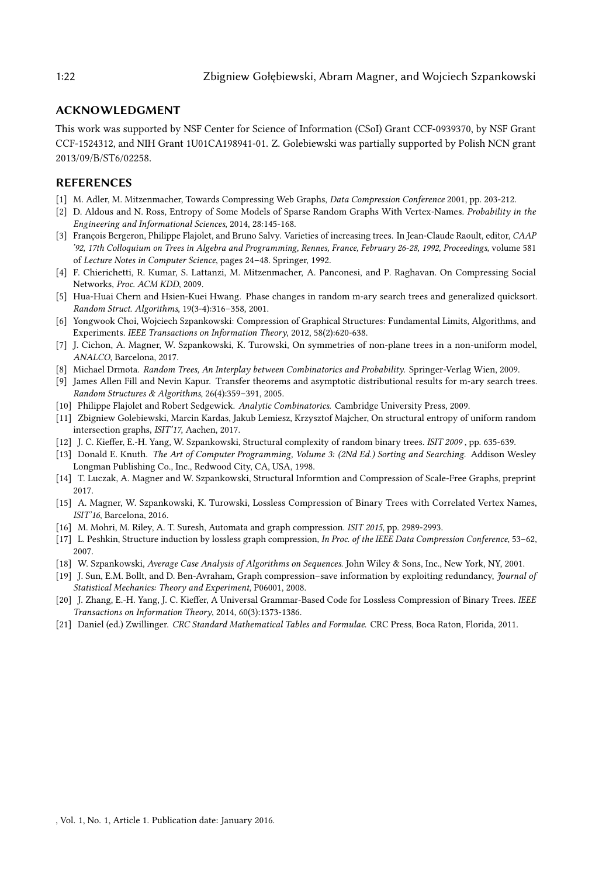## ACKNOWLEDGMENT

This work was supported by NSF Center for Science of Information (CSoI) Grant CCF-0939370, by NSF Grant CCF-1524312, and NIH Grant 1U01CA198941-01. Z. Golebiewski was partially supported by Polish NCN grant 2013/09/B/ST6/02258.

## REFERENCES

[1] M. Adler, M. Mitzenmacher, Towards Compressing Web Graphs, *Data Compression Conference* 2001, pp. 203-212.

[2] D. Aldous and N. Ross, Entropy of Some Models of Sparse Random Graphs With Vertex-Names. *Probability in the Engineering and Informational Sciences*, 2014, 28:145-168.

[3] François Bergeron, Philippe Flajolet, and Bruno Salvy. Varieties of increasing trees. In Jean-Claude Raoult, editor, *CAAP '92, 17th Colloquium on Trees in Algebra and Programming, Rennes, France, February 26-28, 1992, Proceedings*, volume 581 of *Lecture Notes in Computer Science*, pages 24–48. Springer, 1992.

[4] F. Chierichetti, R. Kumar, S. Lattanzi, M. Mitzenmacher, A. Panconesi, and P. Raghavan. On Compressing Social Networks, *Proc. ACM KDD*, 2009.

[5] Hua-Huai Chern and Hsien-Kuei Hwang. Phase changes in random m-ary search trees and generalized quicksort. *Random Struct. Algorithms*, 19(3-4):316–358, 2001.

[6] Yongwook Choi, Wojciech Szpankowski: Compression of Graphical Structures: Fundamental Limits, Algorithms, and Experiments. *IEEE Transactions on Information Theory*, 2012, 58(2):620-638.

[7] J. Cichon, A. Magner, W. Szpankowski, K. Turowski, On symmetries of non-plane trees in a non-uniform model, *ANALCO*, Barcelona, 2017.

[8] Michael Drmota. *Random Trees, An Interplay between Combinatorics and Probability.* Springer-Verlag Wien, 2009.

[9] James Allen Fill and Nevin Kapur. Transfer theorems and asymptotic distributional results for m-ary search trees. *Random Structures & Algorithms*, 26(4):359–391, 2005.

[10] Philippe Flajolet and Robert Sedgewick. *Analytic Combinatorics.* Cambridge University Press, 2009.

[11] Zbigniew Golebiewski, Marcin Kardas, Jakub Lemiesz, Krzysztof Majcher, On structural entropy of uniform random intersection graphs, *ISIT'17*, Aachen, 2017.

[12] J. C. Kieffer, E.-H. Yang, W. Szpankowski, Structural complexity of random binary trees. *ISIT 2009* , pp. 635-639.

[13] Donald E. Knuth. *The Art of Computer Programming, Volume 3: (2Nd Ed.) Sorting and Searching.* Addison Wesley Longman Publishing Co., Inc., Redwood City, CA, USA, 1998.

[14] T. Luczak, A. Magner and W. Szpankowski, Structural Informtion and Compression of Scale-Free Graphs, preprint 2017.

[15] A. Magner, W. Szpankowski, K. Turowski, Lossless Compression of Binary Trees with Correlated Vertex Names, *ISIT'16*, Barcelona, 2016.

[16] M. Mohri, M. Riley, A. T. Suresh, Automata and graph compression. *ISIT 2015*, pp. 2989-2993.

[17] L. Peshkin, Structure induction by lossless graph compression, *In Proc. of the IEEE Data Compression Conference*, 53–62, 2007.

[18] W. Szpankowski, *Average Case Analysis of Algorithms on Sequences.* John Wiley & Sons, Inc., New York, NY, 2001.

[19] J. Sun, E.M. Bollt, and D. Ben-Avraham, Graph compression–save information by exploiting redundancy, *Journal of Statistical Mechanics: Theory and Experiment*, P06001, 2008.

[20] J. Zhang, E.-H. Yang, J. C. Kieffer, A Universal Grammar-Based Code for Lossless Compression of Binary Trees. *IEEE Transactions on Information Theory*, 2014, 60(3):1373-1386.

[21] Daniel (ed.) Zwillinger. *CRC Standard Mathematical Tables and Formulae.* CRC Press, Boca Raton, Florida, 2011.